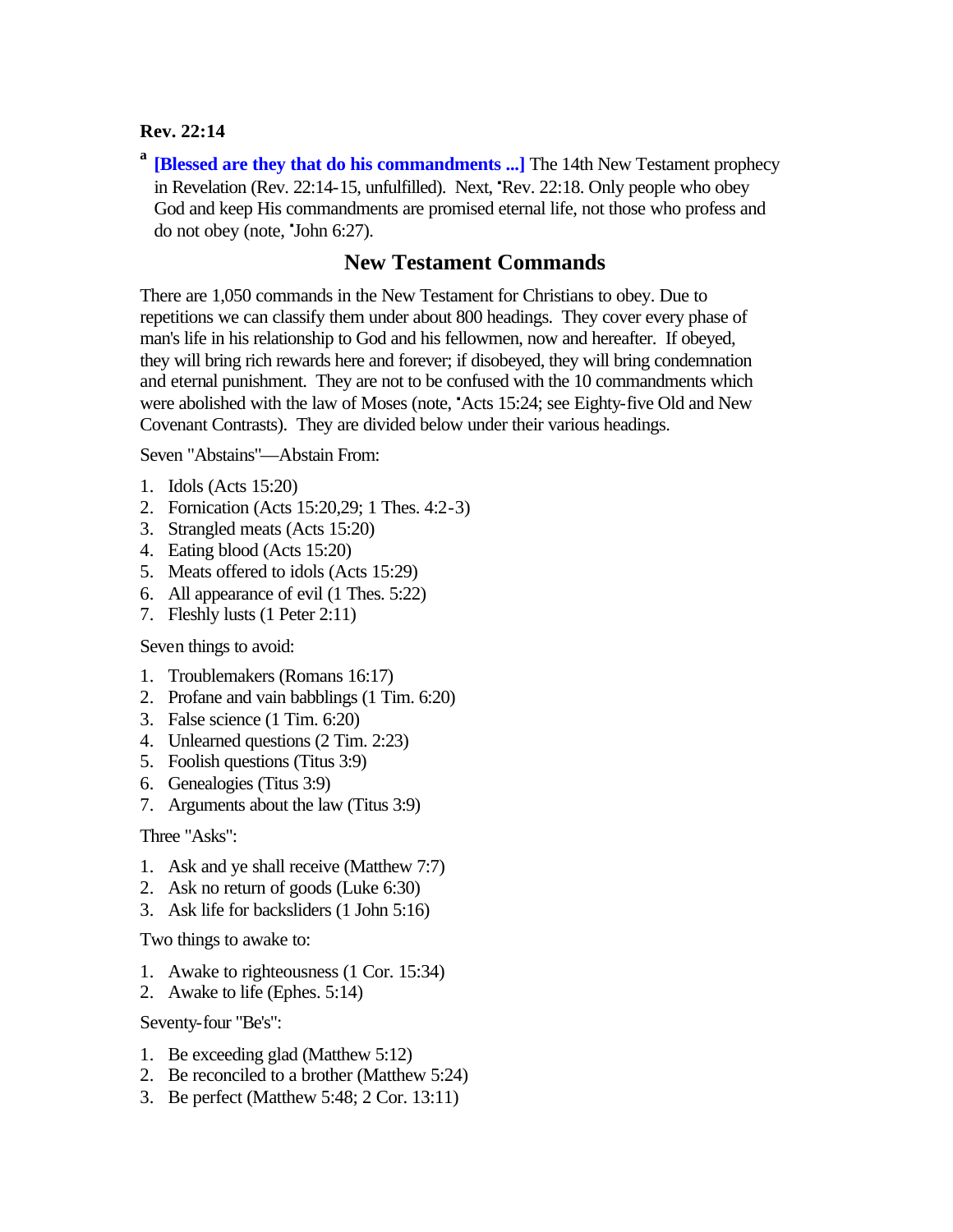**Rev. 22:14**

[a] **[Blessed are they that do his commandments ...]** The 14th New Testament prophecy in Revelation (Rev. 22:14-15, unfulfilled). Next, ▪Rev. 22:18. Only people who obey God and keep His commandments are promised eternal life, not those who profess and do not obey (note, ▪John 6:27).

## New Testament Commands

There are 1,050 commands in the New Testament for Christians to obey. Due to repetitions we can classify them under about 800 headings. They cover every phase of man's life in his relationship to God and his fellowmen, now and hereafter. If obeyed, they will bring rich rewards here and forever; if disobeyed, they will bring condemnation and eternal punishment. They are not to be confused with the 10 commandments which were abolished with the law of Moses (note, ▪Acts 15:24; see Eighty-five Old and New Covenant Contrasts). They are divided below under their various headings.

Seven "Abstains"—Abstain From:

1. Idols (Acts 15:20)
2. Fornication (Acts 15:20,29; 1 Thes. 4:2-3)
3. Strangled meats (Acts 15:20)
4. Eating blood (Acts 15:20)
5. Meats offered to idols (Acts 15:29)
6. All appearance of evil (1 Thes. 5:22)
7. Fleshly lusts (1 Peter 2:11)

Seven things to avoid:

1. Troublemakers (Romans 16:17)
2. Profane and vain babblings (1 Tim. 6:20)
3. False science (1 Tim. 6:20)
4. Unlearned questions (2 Tim. 2:23)
5. Foolish questions (Titus 3:9)
6. Genealogies (Titus 3:9)
7. Arguments about the law (Titus 3:9)

Three "Asks":

1. Ask and ye shall receive (Matthew 7:7)
2. Ask no return of goods (Luke 6:30)
3. Ask life for backsliders (1 John 5:16)

Two things to awake to:

1. Awake to righteousness (1 Cor. 15:34)
2. Awake to life (Ephes. 5:14)

Seventy-four "Be's":

1. Be exceeding glad (Matthew 5:12)
2. Be reconciled to a brother (Matthew 5:24)
3. Be perfect (Matthew 5:48; 2 Cor. 13:11)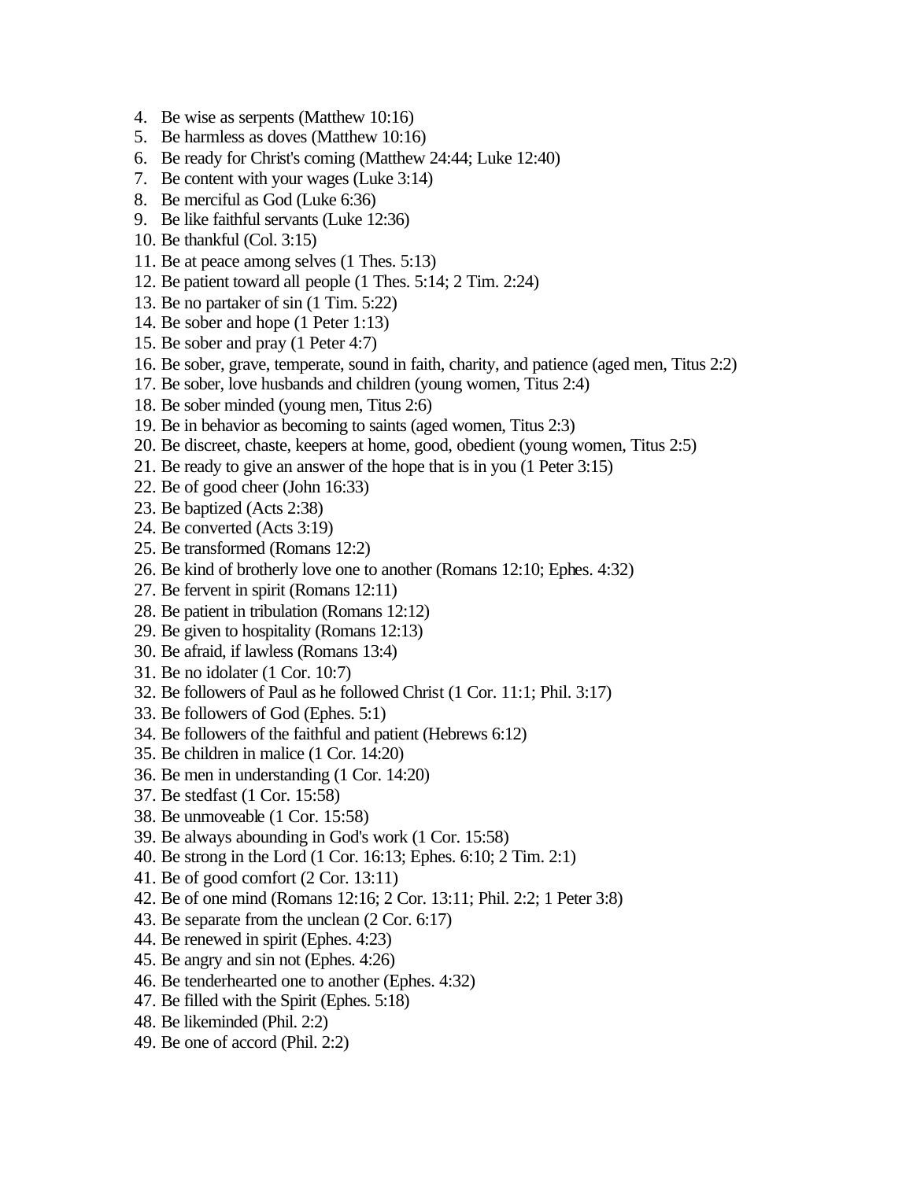4. Be wise as serpents (Matthew 10:16)
5. Be harmless as doves (Matthew 10:16)
6. Be ready for Christ's coming (Matthew 24:44; Luke 12:40)
7. Be content with your wages (Luke 3:14)
8. Be merciful as God (Luke 6:36)
9. Be like faithful servants (Luke 12:36)
10. Be thankful (Col. 3:15)
11. Be at peace among selves (1 Thes. 5:13)
12. Be patient toward all people (1 Thes. 5:14; 2 Tim. 2:24)
13. Be no partaker of sin (1 Tim. 5:22)
14. Be sober and hope (1 Peter 1:13)
15. Be sober and pray (1 Peter 4:7)
16. Be sober, grave, temperate, sound in faith, charity, and patience (aged men, Titus 2:2)
17. Be sober, love husbands and children (young women, Titus 2:4)
18. Be sober minded (young men, Titus 2:6)
19. Be in behavior as becoming to saints (aged women, Titus 2:3)
20. Be discreet, chaste, keepers at home, good, obedient (young women, Titus 2:5)
21. Be ready to give an answer of the hope that is in you (1 Peter 3:15)
22. Be of good cheer (John 16:33)
23. Be baptized (Acts 2:38)
24. Be converted (Acts 3:19)
25. Be transformed (Romans 12:2)
26. Be kind of brotherly love one to another (Romans 12:10; Ephes. 4:32)
27. Be fervent in spirit (Romans 12:11)
28. Be patient in tribulation (Romans 12:12)
29. Be given to hospitality (Romans 12:13)
30. Be afraid, if lawless (Romans 13:4)
31. Be no idolater (1 Cor. 10:7)
32. Be followers of Paul as he followed Christ (1 Cor. 11:1; Phil. 3:17)
33. Be followers of God (Ephes. 5:1)
34. Be followers of the faithful and patient (Hebrews 6:12)
35. Be children in malice (1 Cor. 14:20)
36. Be men in understanding (1 Cor. 14:20)
37. Be stedfast (1 Cor. 15:58)
38. Be unmoveable (1 Cor. 15:58)
39. Be always abounding in God's work (1 Cor. 15:58)
40. Be strong in the Lord (1 Cor. 16:13; Ephes. 6:10; 2 Tim. 2:1)
41. Be of good comfort (2 Cor. 13:11)
42. Be of one mind (Romans 12:16; 2 Cor. 13:11; Phil. 2:2; 1 Peter 3:8)
43. Be separate from the unclean (2 Cor. 6:17)
44. Be renewed in spirit (Ephes. 4:23)
45. Be angry and sin not (Ephes. 4:26)
46. Be tenderhearted one to another (Ephes. 4:32)
47. Be filled with the Spirit (Ephes. 5:18)
48. Be likeminded (Phil. 2:2)
49. Be one of accord (Phil. 2:2)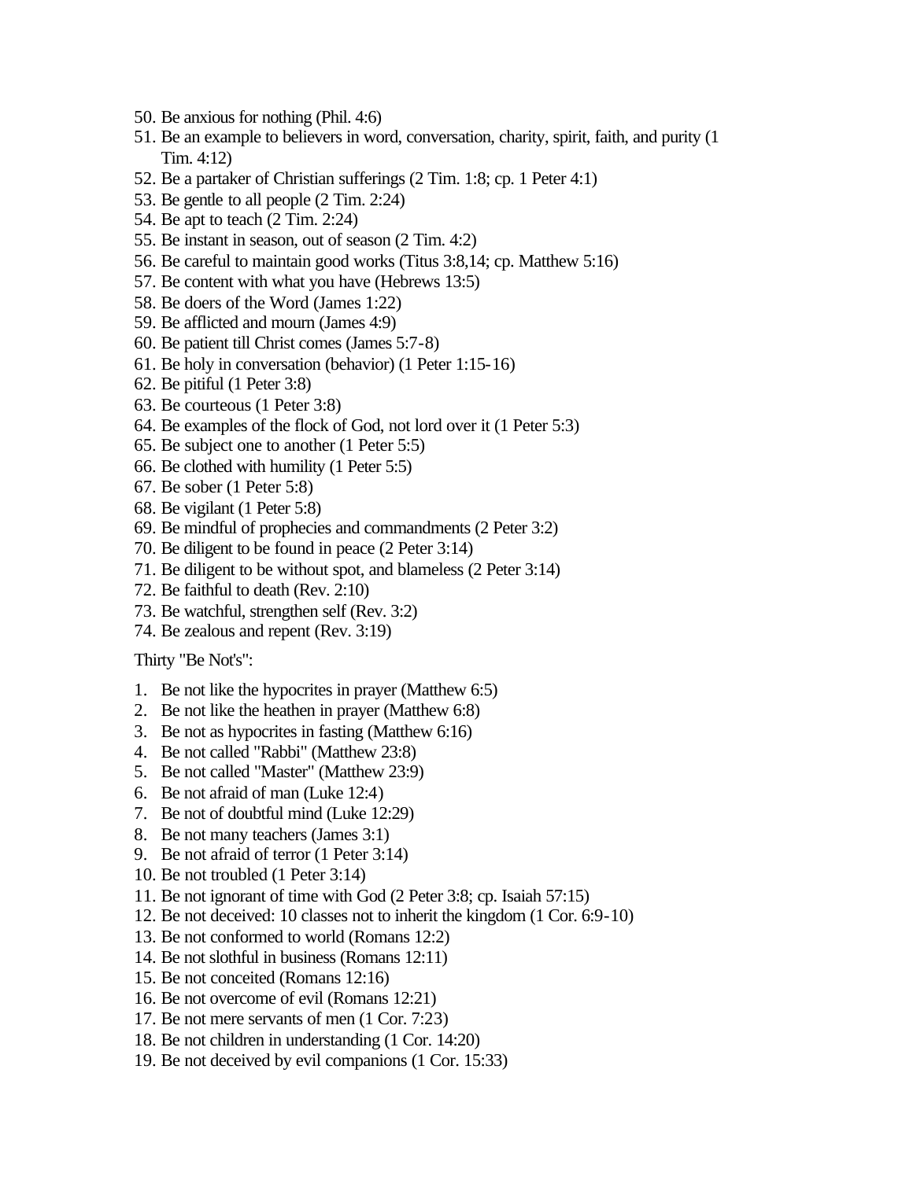50. Be anxious for nothing (Phil. 4:6)
51. Be an example to believers in word, conversation, charity, spirit, faith, and purity (1 Tim. 4:12)
52. Be a partaker of Christian sufferings (2 Tim. 1:8; cp. 1 Peter 4:1)
53. Be gentle to all people (2 Tim. 2:24)
54. Be apt to teach (2 Tim. 2:24)
55. Be instant in season, out of season (2 Tim. 4:2)
56. Be careful to maintain good works (Titus 3:8,14; cp. Matthew 5:16)
57. Be content with what you have (Hebrews 13:5)
58. Be doers of the Word (James 1:22)
59. Be afflicted and mourn (James 4:9)
60. Be patient till Christ comes (James 5:7-8)
61. Be holy in conversation (behavior) (1 Peter 1:15-16)
62. Be pitiful (1 Peter 3:8)
63. Be courteous (1 Peter 3:8)
64. Be examples of the flock of God, not lord over it (1 Peter 5:3)
65. Be subject one to another (1 Peter 5:5)
66. Be clothed with humility (1 Peter 5:5)
67. Be sober (1 Peter 5:8)
68. Be vigilant (1 Peter 5:8)
69. Be mindful of prophecies and commandments (2 Peter 3:2)
70. Be diligent to be found in peace (2 Peter 3:14)
71. Be diligent to be without spot, and blameless (2 Peter 3:14)
72. Be faithful to death (Rev. 2:10)
73. Be watchful, strengthen self (Rev. 3:2)
74. Be zealous and repent (Rev. 3:19)

Thirty "Be Not's":

1. Be not like the hypocrites in prayer (Matthew 6:5)
2. Be not like the heathen in prayer (Matthew 6:8)
3. Be not as hypocrites in fasting (Matthew 6:16)
4. Be not called "Rabbi" (Matthew 23:8)
5. Be not called "Master" (Matthew 23:9)
6. Be not afraid of man (Luke 12:4)
7. Be not of doubtful mind (Luke 12:29)
8. Be not many teachers (James 3:1)
9. Be not afraid of terror (1 Peter 3:14)
10. Be not troubled (1 Peter 3:14)
11. Be not ignorant of time with God (2 Peter 3:8; cp. Isaiah 57:15)
12. Be not deceived: 10 classes not to inherit the kingdom (1 Cor. 6:9-10)
13. Be not conformed to world (Romans 12:2)
14. Be not slothful in business (Romans 12:11)
15. Be not conceited (Romans 12:16)
16. Be not overcome of evil (Romans 12:21)
17. Be not mere servants of men (1 Cor. 7:23)
18. Be not children in understanding (1 Cor. 14:20)
19. Be not deceived by evil companions (1 Cor. 15:33)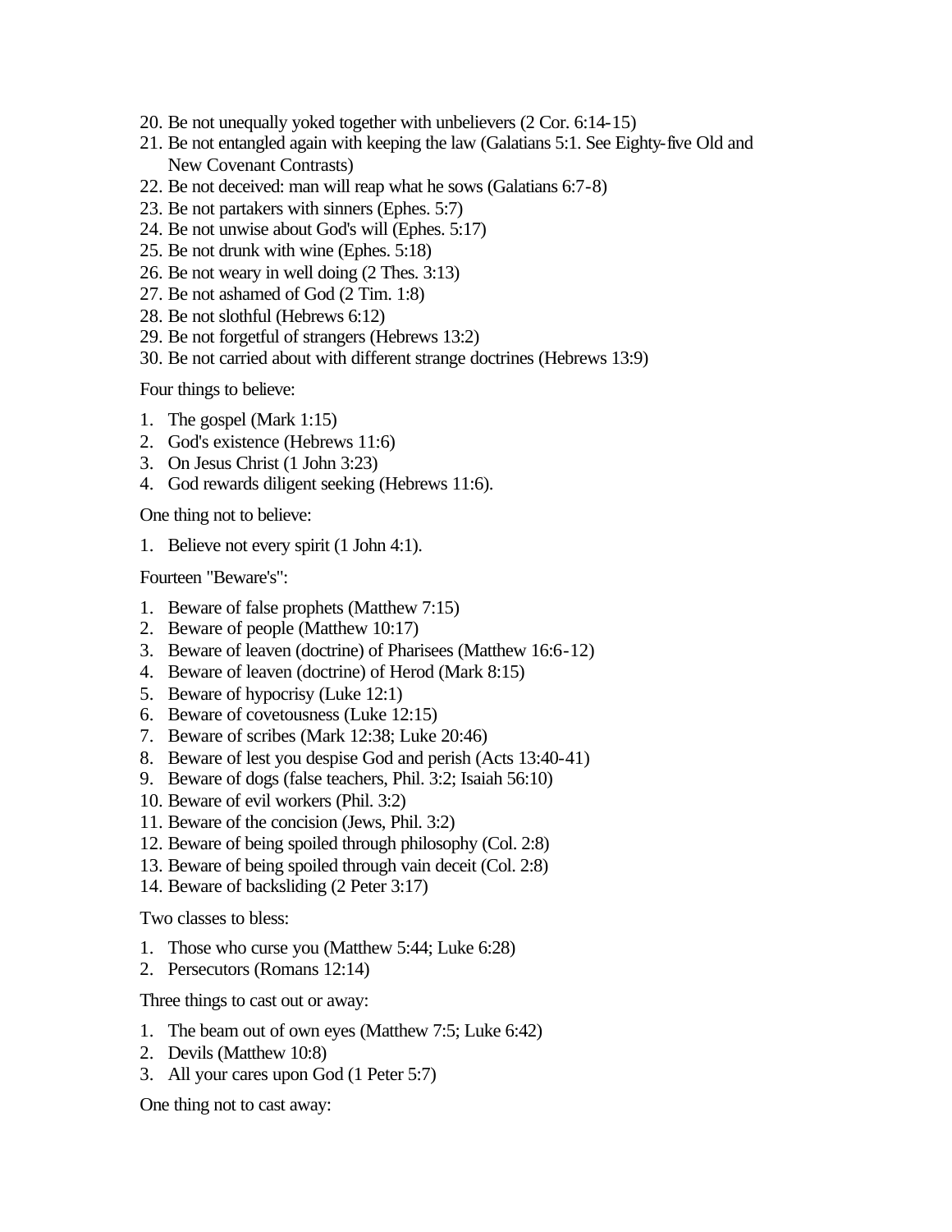20. Be not unequally yoked together with unbelievers (2 Cor. 6:14-15)
21. Be not entangled again with keeping the law (Galatians 5:1. See Eighty-five Old and New Covenant Contrasts)
22. Be not deceived: man will reap what he sows (Galatians 6:7-8)
23. Be not partakers with sinners (Ephes. 5:7)
24. Be not unwise about God's will (Ephes. 5:17)
25. Be not drunk with wine (Ephes. 5:18)
26. Be not weary in well doing (2 Thes. 3:13)
27. Be not ashamed of God (2 Tim. 1:8)
28. Be not slothful (Hebrews 6:12)
29. Be not forgetful of strangers (Hebrews 13:2)
30. Be not carried about with different strange doctrines (Hebrews 13:9)

Four things to believe:

1. The gospel (Mark 1:15)
2. God's existence (Hebrews 11:6)
3. On Jesus Christ (1 John 3:23)
4. God rewards diligent seeking (Hebrews 11:6).

One thing not to believe:

1. Believe not every spirit (1 John 4:1).

Fourteen "Beware's":

1. Beware of false prophets (Matthew 7:15)
2. Beware of people (Matthew 10:17)
3. Beware of leaven (doctrine) of Pharisees (Matthew 16:6-12)
4. Beware of leaven (doctrine) of Herod (Mark 8:15)
5. Beware of hypocrisy (Luke 12:1)
6. Beware of covetousness (Luke 12:15)
7. Beware of scribes (Mark 12:38; Luke 20:46)
8. Beware of lest you despise God and perish (Acts 13:40-41)
9. Beware of dogs (false teachers, Phil. 3:2; Isaiah 56:10)
10. Beware of evil workers (Phil. 3:2)
11. Beware of the concision (Jews, Phil. 3:2)
12. Beware of being spoiled through philosophy (Col. 2:8)
13. Beware of being spoiled through vain deceit (Col. 2:8)
14. Beware of backsliding (2 Peter 3:17)

Two classes to bless:

1. Those who curse you (Matthew 5:44; Luke 6:28)
2. Persecutors (Romans 12:14)

Three things to cast out or away:

1. The beam out of own eyes (Matthew 7:5; Luke 6:42)
2. Devils (Matthew 10:8)
3. All your cares upon God (1 Peter 5:7)

One thing not to cast away: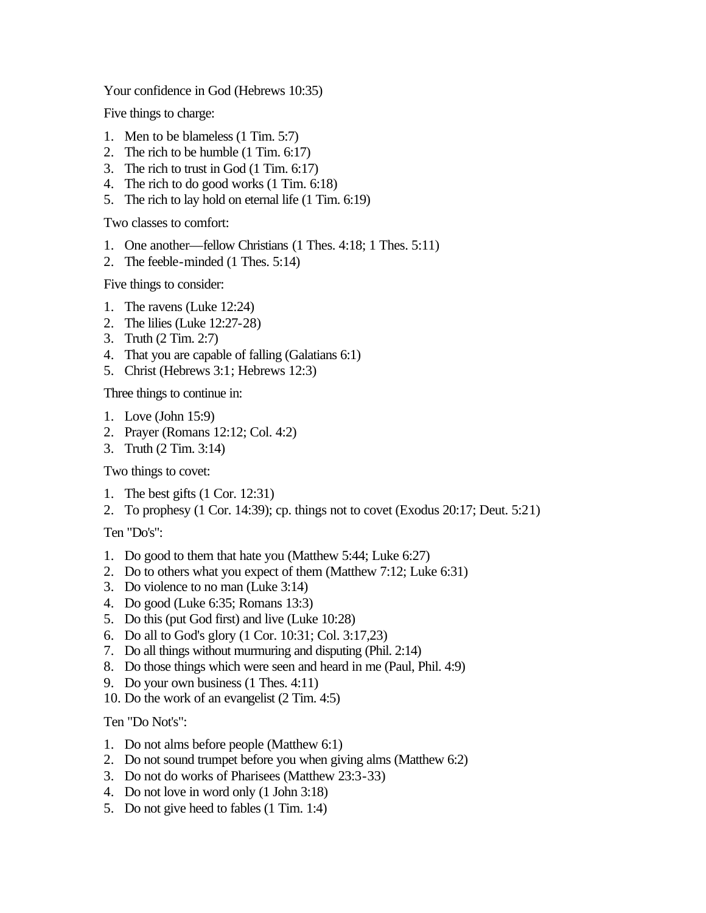Your confidence in God (Hebrews 10:35)

Five things to charge:

1. Men to be blameless (1 Tim. 5:7)
2. The rich to be humble (1 Tim. 6:17)
3. The rich to trust in God (1 Tim. 6:17)
4. The rich to do good works (1 Tim. 6:18)
5. The rich to lay hold on eternal life (1 Tim. 6:19)

Two classes to comfort:

1. One another—fellow Christians (1 Thes. 4:18; 1 Thes. 5:11)
2. The feeble-minded (1 Thes. 5:14)

Five things to consider:

1. The ravens (Luke 12:24)
2. The lilies (Luke 12:27-28)
3. Truth (2 Tim. 2:7)
4. That you are capable of falling (Galatians 6:1)
5. Christ (Hebrews 3:1; Hebrews 12:3)

Three things to continue in:

1. Love (John 15:9)
2. Prayer (Romans 12:12; Col. 4:2)
3. Truth (2 Tim. 3:14)

Two things to covet:

1. The best gifts (1 Cor. 12:31)
2. To prophesy (1 Cor. 14:39); cp. things not to covet (Exodus 20:17; Deut. 5:21)

Ten "Do's":

1. Do good to them that hate you (Matthew 5:44; Luke 6:27)
2. Do to others what you expect of them (Matthew 7:12; Luke 6:31)
3. Do violence to no man (Luke 3:14)
4. Do good (Luke 6:35; Romans 13:3)
5. Do this (put God first) and live (Luke 10:28)
6. Do all to God's glory (1 Cor. 10:31; Col. 3:17,23)
7. Do all things without murmuring and disputing (Phil. 2:14)
8. Do those things which were seen and heard in me (Paul, Phil. 4:9)
9. Do your own business (1 Thes. 4:11)
10. Do the work of an evangelist (2 Tim. 4:5)

Ten "Do Not's":

1. Do not alms before people (Matthew 6:1)
2. Do not sound trumpet before you when giving alms (Matthew 6:2)
3. Do not do works of Pharisees (Matthew 23:3-33)
4. Do not love in word only (1 John 3:18)
5. Do not give heed to fables (1 Tim. 1:4)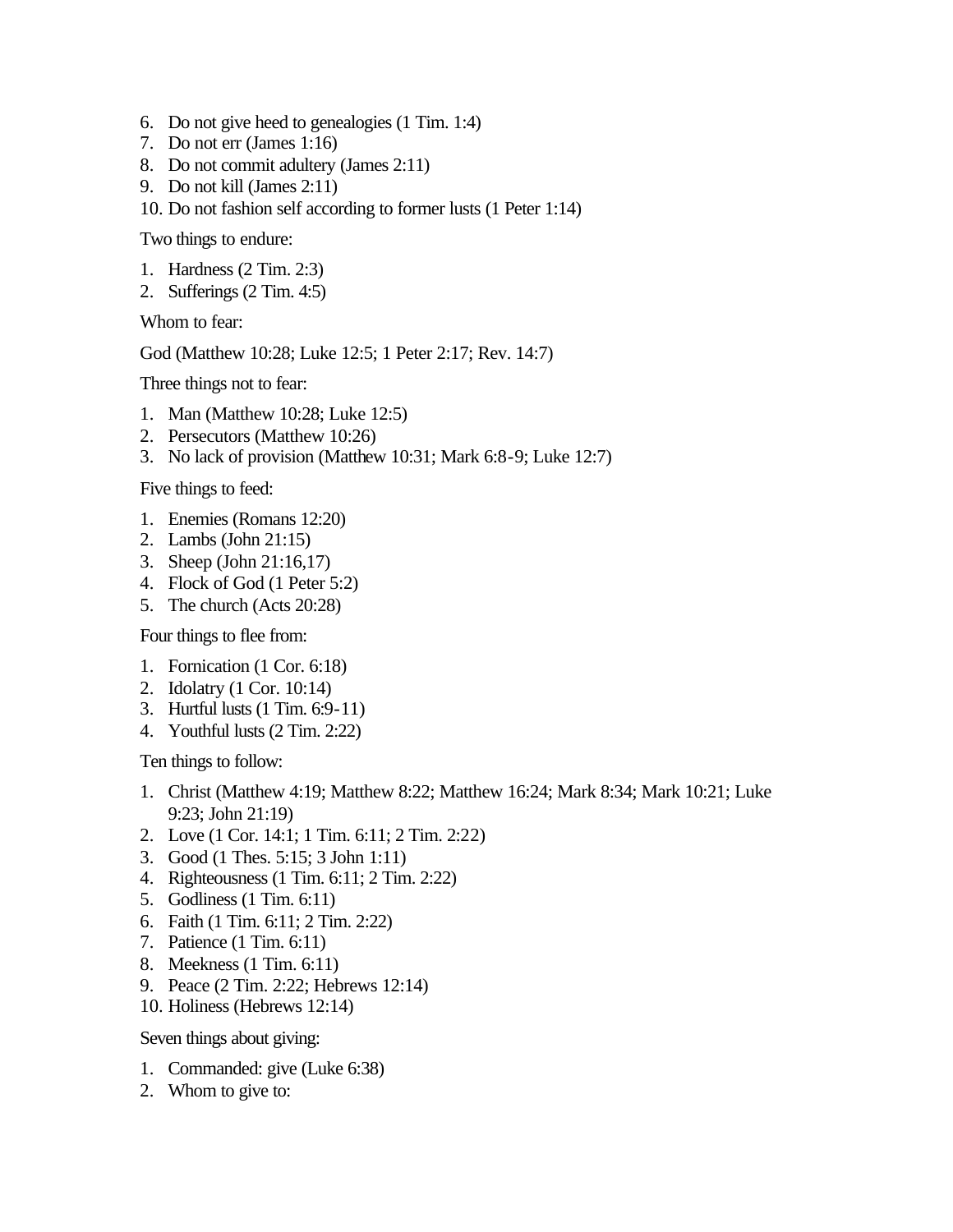6. Do not give heed to genealogies (1 Tim. 1:4)
7. Do not err (James 1:16)
8. Do not commit adultery (James 2:11)
9. Do not kill (James 2:11)
10. Do not fashion self according to former lusts (1 Peter 1:14)

Two things to endure:

1. Hardness (2 Tim. 2:3)
2. Sufferings (2 Tim. 4:5)

Whom to fear:

God (Matthew 10:28; Luke 12:5; 1 Peter 2:17; Rev. 14:7)

Three things not to fear:

1. Man (Matthew 10:28; Luke 12:5)
2. Persecutors (Matthew 10:26)
3. No lack of provision (Matthew 10:31; Mark 6:8-9; Luke 12:7)

Five things to feed:

1. Enemies (Romans 12:20)
2. Lambs (John 21:15)
3. Sheep (John 21:16,17)
4. Flock of God (1 Peter 5:2)
5. The church (Acts 20:28)

Four things to flee from:

1. Fornication (1 Cor. 6:18)
2. Idolatry (1 Cor. 10:14)
3. Hurtful lusts (1 Tim. 6:9-11)
4. Youthful lusts (2 Tim. 2:22)

Ten things to follow:

1. Christ (Matthew 4:19; Matthew 8:22; Matthew 16:24; Mark 8:34; Mark 10:21; Luke 9:23; John 21:19)
2. Love (1 Cor. 14:1; 1 Tim. 6:11; 2 Tim. 2:22)
3. Good (1 Thes. 5:15; 3 John 1:11)
4. Righteousness (1 Tim. 6:11; 2 Tim. 2:22)
5. Godliness (1 Tim. 6:11)
6. Faith (1 Tim. 6:11; 2 Tim. 2:22)
7. Patience (1 Tim. 6:11)
8. Meekness (1 Tim. 6:11)
9. Peace (2 Tim. 2:22; Hebrews 12:14)
10. Holiness (Hebrews 12:14)

Seven things about giving:

1. Commanded: give (Luke 6:38)
2. Whom to give to: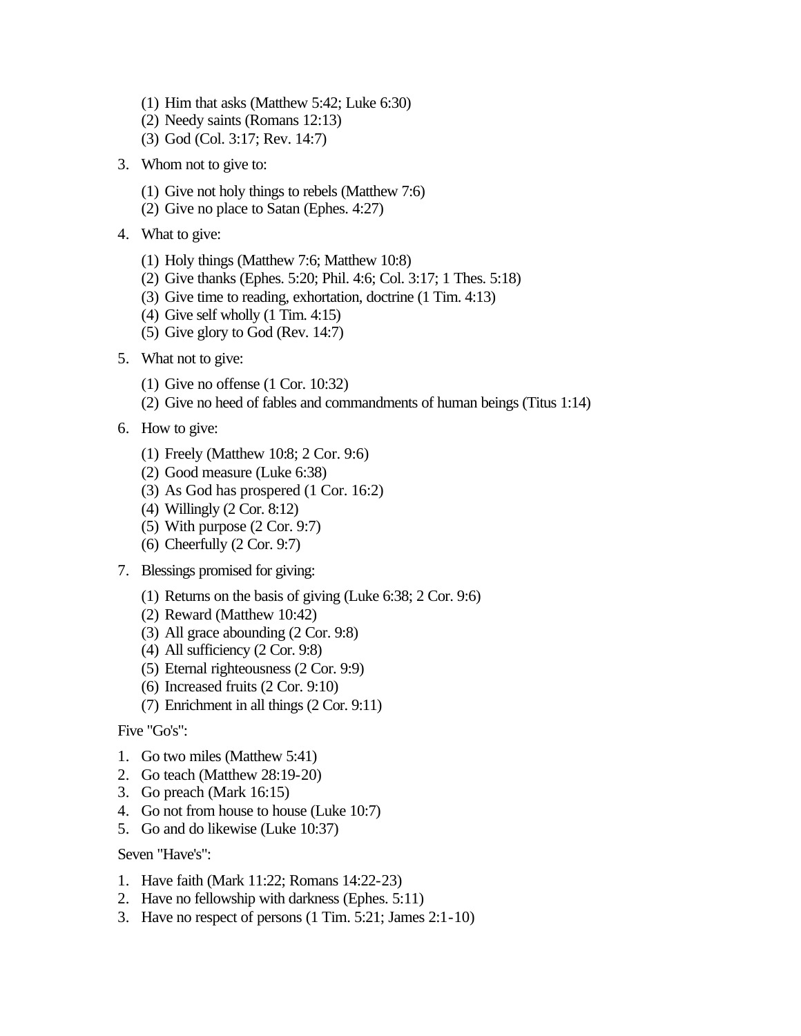(1) Him that asks (Matthew 5:42; Luke 6:30)
    (2) Needy saints (Romans 12:13)
    (3) God (Col. 3:17; Rev. 14:7)

3. Whom not to give to:

    (1) Give not holy things to rebels (Matthew 7:6)
    (2) Give no place to Satan (Ephes. 4:27)

4. What to give:

    (1) Holy things (Matthew 7:6; Matthew 10:8)
    (2) Give thanks (Ephes. 5:20; Phil. 4:6; Col. 3:17; 1 Thes. 5:18)
    (3) Give time to reading, exhortation, doctrine (1 Tim. 4:13)
    (4) Give self wholly (1 Tim. 4:15)
    (5) Give glory to God (Rev. 14:7)

5. What not to give:

    (1) Give no offense (1 Cor. 10:32)
    (2) Give no heed of fables and commandments of human beings (Titus 1:14)

6. How to give:

    (1) Freely (Matthew 10:8; 2 Cor. 9:6)
    (2) Good measure (Luke 6:38)
    (3) As God has prospered (1 Cor. 16:2)
    (4) Willingly (2 Cor. 8:12)
    (5) With purpose (2 Cor. 9:7)
    (6) Cheerfully (2 Cor. 9:7)

7. Blessings promised for giving:

    (1) Returns on the basis of giving (Luke 6:38; 2 Cor. 9:6)
    (2) Reward (Matthew 10:42)
    (3) All grace abounding (2 Cor. 9:8)
    (4) All sufficiency (2 Cor. 9:8)
    (5) Eternal righteousness (2 Cor. 9:9)
    (6) Increased fruits (2 Cor. 9:10)
    (7) Enrichment in all things (2 Cor. 9:11)

Five "Go's":

1. Go two miles (Matthew 5:41)
2. Go teach (Matthew 28:19-20)
3. Go preach (Mark 16:15)
4. Go not from house to house (Luke 10:7)
5. Go and do likewise (Luke 10:37)

Seven "Have's":

1. Have faith (Mark 11:22; Romans 14:22-23)
2. Have no fellowship with darkness (Ephes. 5:11)
3. Have no respect of persons (1 Tim. 5:21; James 2:1-10)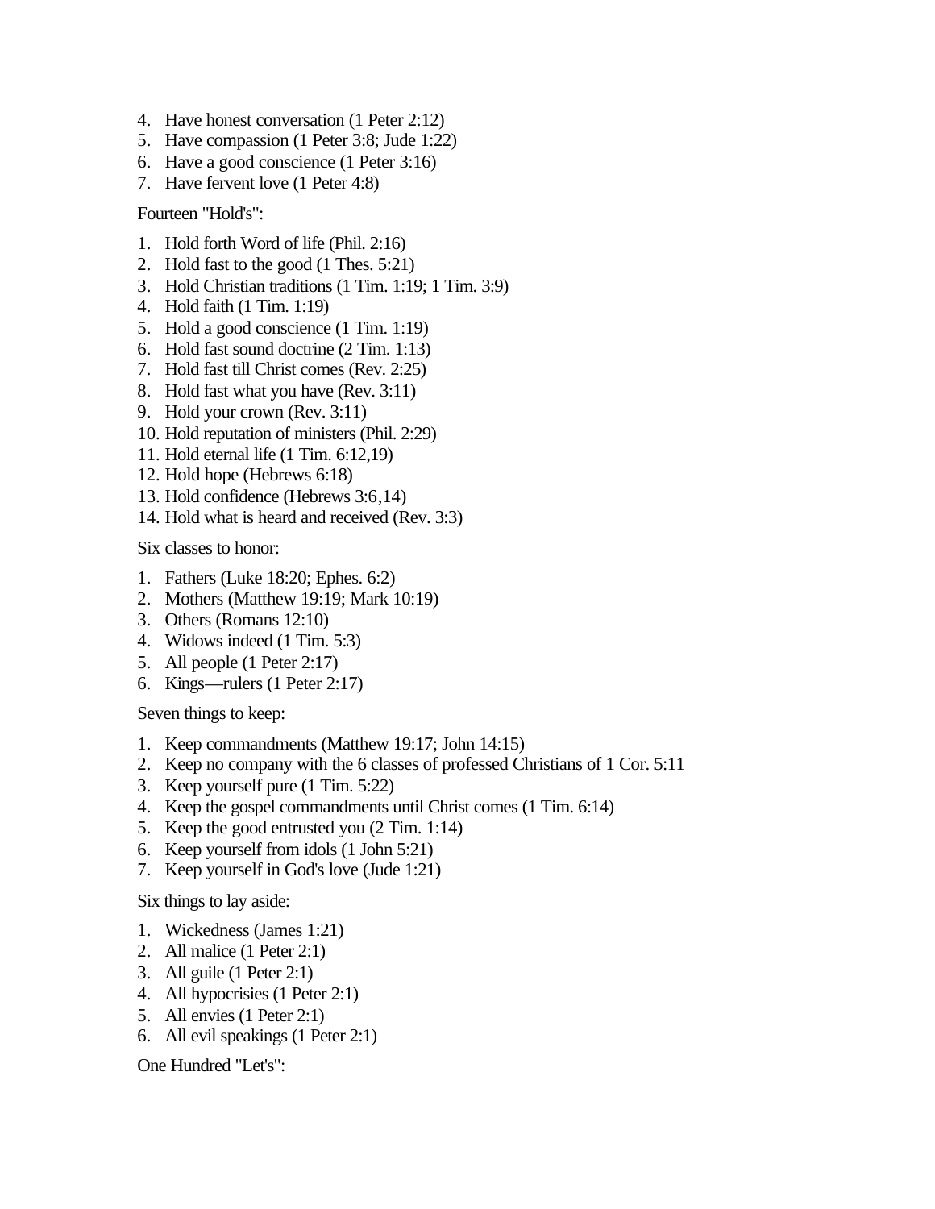4. Have honest conversation (1 Peter 2:12)
5. Have compassion (1 Peter 3:8; Jude 1:22)
6. Have a good conscience (1 Peter 3:16)
7. Have fervent love (1 Peter 4:8)

Fourteen "Hold's":

1. Hold forth Word of life (Phil. 2:16)
2. Hold fast to the good (1 Thes. 5:21)
3. Hold Christian traditions (1 Tim. 1:19; 1 Tim. 3:9)
4. Hold faith (1 Tim. 1:19)
5. Hold a good conscience (1 Tim. 1:19)
6. Hold fast sound doctrine (2 Tim. 1:13)
7. Hold fast till Christ comes (Rev. 2:25)
8. Hold fast what you have (Rev. 3:11)
9. Hold your crown (Rev. 3:11)
10. Hold reputation of ministers (Phil. 2:29)
11. Hold eternal life (1 Tim. 6:12,19)
12. Hold hope (Hebrews 6:18)
13. Hold confidence (Hebrews 3:6,14)
14. Hold what is heard and received (Rev. 3:3)

Six classes to honor:

1. Fathers (Luke 18:20; Ephes. 6:2)
2. Mothers (Matthew 19:19; Mark 10:19)
3. Others (Romans 12:10)
4. Widows indeed (1 Tim. 5:3)
5. All people (1 Peter 2:17)
6. Kings—rulers (1 Peter 2:17)

Seven things to keep:

1. Keep commandments (Matthew 19:17; John 14:15)
2. Keep no company with the 6 classes of professed Christians of 1 Cor. 5:11
3. Keep yourself pure (1 Tim. 5:22)
4. Keep the gospel commandments until Christ comes (1 Tim. 6:14)
5. Keep the good entrusted you (2 Tim. 1:14)
6. Keep yourself from idols (1 John 5:21)
7. Keep yourself in God's love (Jude 1:21)

Six things to lay aside:

1. Wickedness (James 1:21)
2. All malice (1 Peter 2:1)
3. All guile (1 Peter 2:1)
4. All hypocrisies (1 Peter 2:1)
5. All envies (1 Peter 2:1)
6. All evil speakings (1 Peter 2:1)

One Hundred "Let's":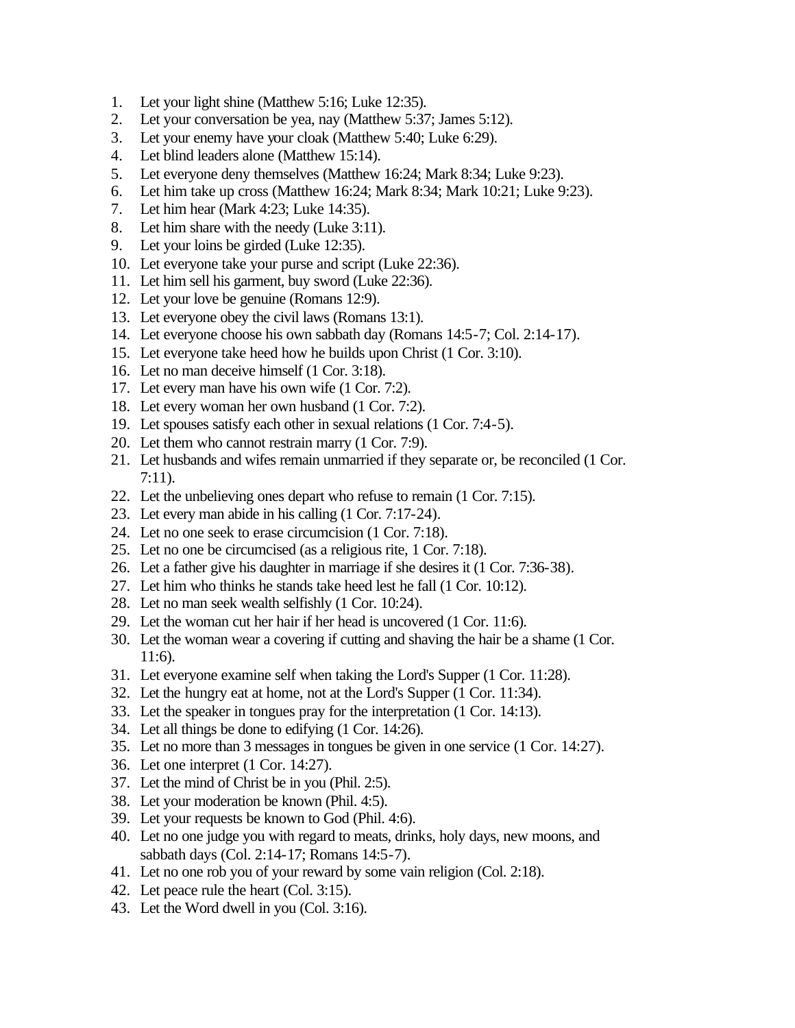1. Let your light shine (Matthew 5:16; Luke 12:35).
2. Let your conversation be yea, nay (Matthew 5:37; James 5:12).
3. Let your enemy have your cloak (Matthew 5:40; Luke 6:29).
4. Let blind leaders alone (Matthew 15:14).
5. Let everyone deny themselves (Matthew 16:24; Mark 8:34; Luke 9:23).
6. Let him take up cross (Matthew 16:24; Mark 8:34; Mark 10:21; Luke 9:23).
7. Let him hear (Mark 4:23; Luke 14:35).
8. Let him share with the needy (Luke 3:11).
9. Let your loins be girded (Luke 12:35).
10. Let everyone take your purse and script (Luke 22:36).
11. Let him sell his garment, buy sword (Luke 22:36).
12. Let your love be genuine (Romans 12:9).
13. Let everyone obey the civil laws (Romans 13:1).
14. Let everyone choose his own sabbath day (Romans 14:5-7; Col. 2:14-17).
15. Let everyone take heed how he builds upon Christ (1 Cor. 3:10).
16. Let no man deceive himself (1 Cor. 3:18).
17. Let every man have his own wife (1 Cor. 7:2).
18. Let every woman her own husband (1 Cor. 7:2).
19. Let spouses satisfy each other in sexual relations (1 Cor. 7:4-5).
20. Let them who cannot restrain marry (1 Cor. 7:9).
21. Let husbands and wifes remain unmarried if they separate or, be reconciled (1 Cor. 7:11).
22. Let the unbelieving ones depart who refuse to remain (1 Cor. 7:15).
23. Let every man abide in his calling (1 Cor. 7:17-24).
24. Let no one seek to erase circumcision (1 Cor. 7:18).
25. Let no one be circumcised (as a religious rite, 1 Cor. 7:18).
26. Let a father give his daughter in marriage if she desires it (1 Cor. 7:36-38).
27. Let him who thinks he stands take heed lest he fall (1 Cor. 10:12).
28. Let no man seek wealth selfishly (1 Cor. 10:24).
29. Let the woman cut her hair if her head is uncovered (1 Cor. 11:6).
30. Let the woman wear a covering if cutting and shaving the hair be a shame (1 Cor. 11:6).
31. Let everyone examine self when taking the Lord's Supper (1 Cor. 11:28).
32. Let the hungry eat at home, not at the Lord's Supper (1 Cor. 11:34).
33. Let the speaker in tongues pray for the interpretation (1 Cor. 14:13).
34. Let all things be done to edifying (1 Cor. 14:26).
35. Let no more than 3 messages in tongues be given in one service (1 Cor. 14:27).
36. Let one interpret (1 Cor. 14:27).
37. Let the mind of Christ be in you (Phil. 2:5).
38. Let your moderation be known (Phil. 4:5).
39. Let your requests be known to God (Phil. 4:6).
40. Let no one judge you with regard to meats, drinks, holy days, new moons, and sabbath days (Col. 2:14-17; Romans 14:5-7).
41. Let no one rob you of your reward by some vain religion (Col. 2:18).
42. Let peace rule the heart (Col. 3:15).
43. Let the Word dwell in you (Col. 3:16).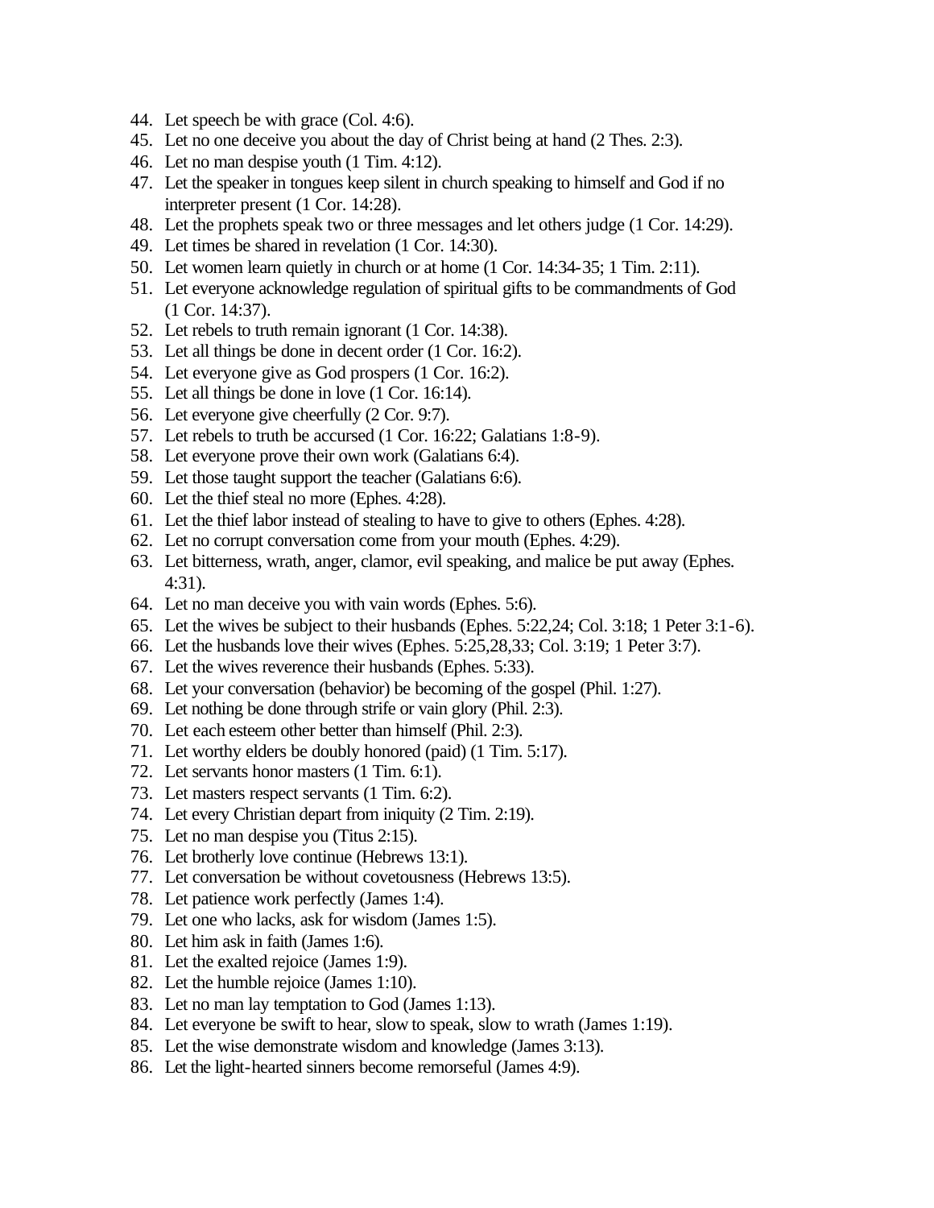44. Let speech be with grace (Col. 4:6).
45. Let no one deceive you about the day of Christ being at hand (2 Thes. 2:3).
46. Let no man despise youth (1 Tim. 4:12).
47. Let the speaker in tongues keep silent in church speaking to himself and God if no interpreter present (1 Cor. 14:28).
48. Let the prophets speak two or three messages and let others judge (1 Cor. 14:29).
49. Let times be shared in revelation (1 Cor. 14:30).
50. Let women learn quietly in church or at home (1 Cor. 14:34-35; 1 Tim. 2:11).
51. Let everyone acknowledge regulation of spiritual gifts to be commandments of God (1 Cor. 14:37).
52. Let rebels to truth remain ignorant (1 Cor. 14:38).
53. Let all things be done in decent order (1 Cor. 16:2).
54. Let everyone give as God prospers (1 Cor. 16:2).
55. Let all things be done in love (1 Cor. 16:14).
56. Let everyone give cheerfully (2 Cor. 9:7).
57. Let rebels to truth be accursed (1 Cor. 16:22; Galatians 1:8-9).
58. Let everyone prove their own work (Galatians 6:4).
59. Let those taught support the teacher (Galatians 6:6).
60. Let the thief steal no more (Ephes. 4:28).
61. Let the thief labor instead of stealing to have to give to others (Ephes. 4:28).
62. Let no corrupt conversation come from your mouth (Ephes. 4:29).
63. Let bitterness, wrath, anger, clamor, evil speaking, and malice be put away (Ephes. 4:31).
64. Let no man deceive you with vain words (Ephes. 5:6).
65. Let the wives be subject to their husbands (Ephes. 5:22,24; Col. 3:18; 1 Peter 3:1-6).
66. Let the husbands love their wives (Ephes. 5:25,28,33; Col. 3:19; 1 Peter 3:7).
67. Let the wives reverence their husbands (Ephes. 5:33).
68. Let your conversation (behavior) be becoming of the gospel (Phil. 1:27).
69. Let nothing be done through strife or vain glory (Phil. 2:3).
70. Let each esteem other better than himself (Phil. 2:3).
71. Let worthy elders be doubly honored (paid) (1 Tim. 5:17).
72. Let servants honor masters (1 Tim. 6:1).
73. Let masters respect servants (1 Tim. 6:2).
74. Let every Christian depart from iniquity (2 Tim. 2:19).
75. Let no man despise you (Titus 2:15).
76. Let brotherly love continue (Hebrews 13:1).
77. Let conversation be without covetousness (Hebrews 13:5).
78. Let patience work perfectly (James 1:4).
79. Let one who lacks, ask for wisdom (James 1:5).
80. Let him ask in faith (James 1:6).
81. Let the exalted rejoice (James 1:9).
82. Let the humble rejoice (James 1:10).
83. Let no man lay temptation to God (James 1:13).
84. Let everyone be swift to hear, slow to speak, slow to wrath (James 1:19).
85. Let the wise demonstrate wisdom and knowledge (James 3:13).
86. Let the light-hearted sinners become remorseful (James 4:9).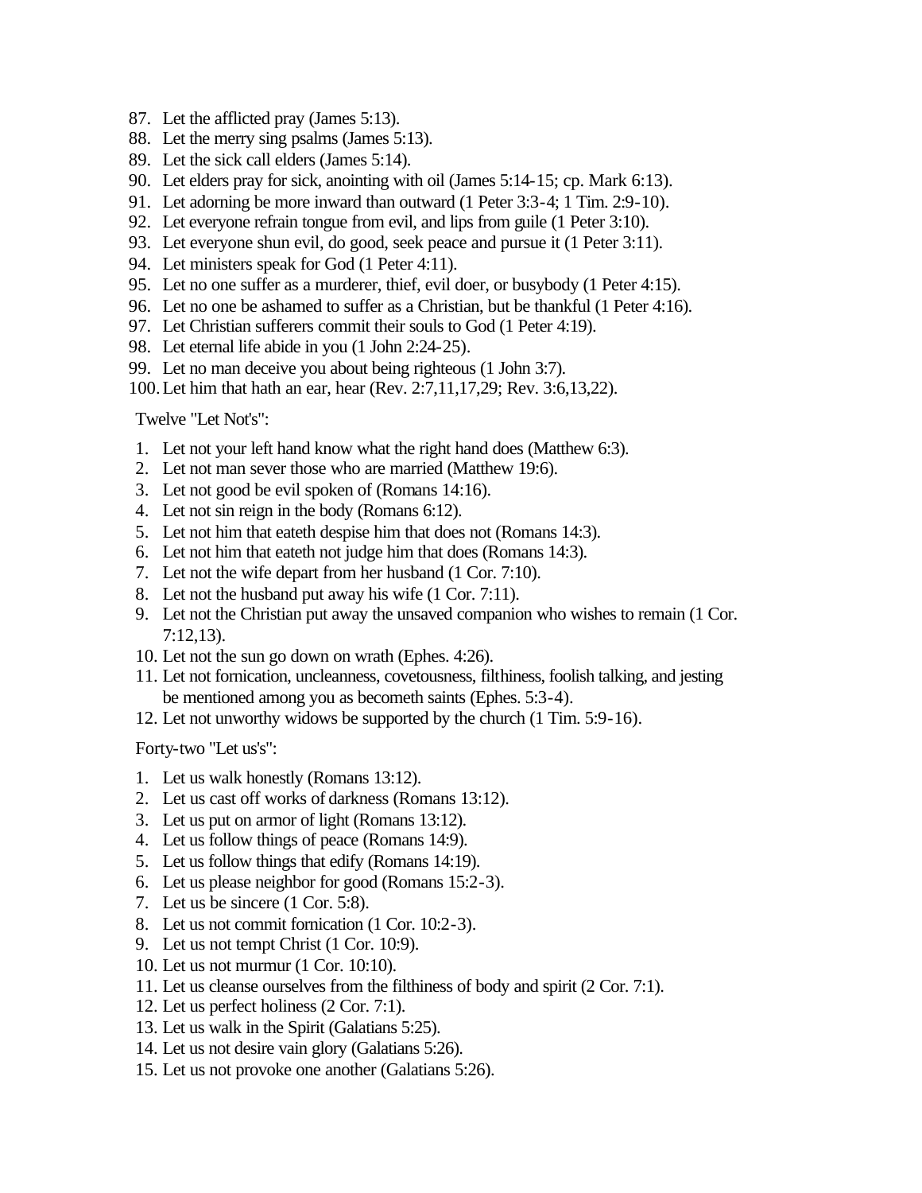87. Let the afflicted pray (James 5:13).
88. Let the merry sing psalms (James 5:13).
89. Let the sick call elders (James 5:14).
90. Let elders pray for sick, anointing with oil (James 5:14-15; cp. Mark 6:13).
91. Let adorning be more inward than outward (1 Peter 3:3-4; 1 Tim. 2:9-10).
92. Let everyone refrain tongue from evil, and lips from guile (1 Peter 3:10).
93. Let everyone shun evil, do good, seek peace and pursue it (1 Peter 3:11).
94. Let ministers speak for God (1 Peter 4:11).
95. Let no one suffer as a murderer, thief, evil doer, or busybody (1 Peter 4:15).
96. Let no one be ashamed to suffer as a Christian, but be thankful (1 Peter 4:16).
97. Let Christian sufferers commit their souls to God (1 Peter 4:19).
98. Let eternal life abide in you (1 John 2:24-25).
99. Let no man deceive you about being righteous (1 John 3:7).
100. Let him that hath an ear, hear (Rev. 2:7,11,17,29; Rev. 3:6,13,22).

Twelve "Let Not's":

1. Let not your left hand know what the right hand does (Matthew 6:3).
2. Let not man sever those who are married (Matthew 19:6).
3. Let not good be evil spoken of (Romans 14:16).
4. Let not sin reign in the body (Romans 6:12).
5. Let not him that eateth despise him that does not (Romans 14:3).
6. Let not him that eateth not judge him that does (Romans 14:3).
7. Let not the wife depart from her husband (1 Cor. 7:10).
8. Let not the husband put away his wife (1 Cor. 7:11).
9. Let not the Christian put away the unsaved companion who wishes to remain (1 Cor. 7:12,13).
10. Let not the sun go down on wrath (Ephes. 4:26).
11. Let not fornication, uncleanness, covetousness, filthiness, foolish talking, and jesting be mentioned among you as becometh saints (Ephes. 5:3-4).
12. Let not unworthy widows be supported by the church (1 Tim. 5:9-16).

Forty-two "Let us's":

1. Let us walk honestly (Romans 13:12).
2. Let us cast off works of darkness (Romans 13:12).
3. Let us put on armor of light (Romans 13:12).
4. Let us follow things of peace (Romans 14:9).
5. Let us follow things that edify (Romans 14:19).
6. Let us please neighbor for good (Romans 15:2-3).
7. Let us be sincere (1 Cor. 5:8).
8. Let us not commit fornication (1 Cor. 10:2-3).
9. Let us not tempt Christ (1 Cor. 10:9).
10. Let us not murmur (1 Cor. 10:10).
11. Let us cleanse ourselves from the filthiness of body and spirit (2 Cor. 7:1).
12. Let us perfect holiness (2 Cor. 7:1).
13. Let us walk in the Spirit (Galatians 5:25).
14. Let us not desire vain glory (Galatians 5:26).
15. Let us not provoke one another (Galatians 5:26).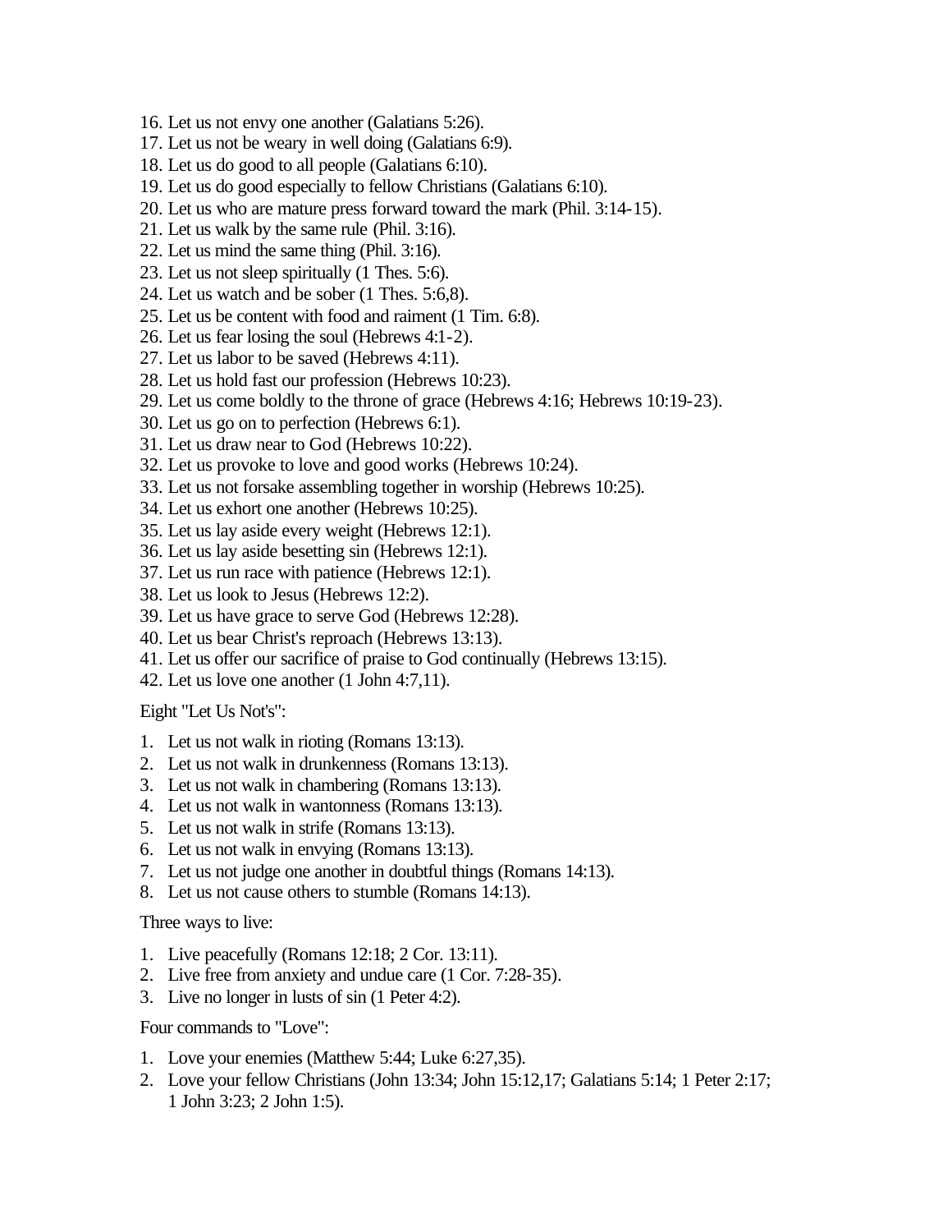16. Let us not envy one another (Galatians 5:26).
17. Let us not be weary in well doing (Galatians 6:9).
18. Let us do good to all people (Galatians 6:10).
19. Let us do good especially to fellow Christians (Galatians 6:10).
20. Let us who are mature press forward toward the mark (Phil. 3:14-15).
21. Let us walk by the same rule (Phil. 3:16).
22. Let us mind the same thing (Phil. 3:16).
23. Let us not sleep spiritually (1 Thes. 5:6).
24. Let us watch and be sober (1 Thes. 5:6,8).
25. Let us be content with food and raiment (1 Tim. 6:8).
26. Let us fear losing the soul (Hebrews 4:1-2).
27. Let us labor to be saved (Hebrews 4:11).
28. Let us hold fast our profession (Hebrews 10:23).
29. Let us come boldly to the throne of grace (Hebrews 4:16; Hebrews 10:19-23).
30. Let us go on to perfection (Hebrews 6:1).
31. Let us draw near to God (Hebrews 10:22).
32. Let us provoke to love and good works (Hebrews 10:24).
33. Let us not forsake assembling together in worship (Hebrews 10:25).
34. Let us exhort one another (Hebrews 10:25).
35. Let us lay aside every weight (Hebrews 12:1).
36. Let us lay aside besetting sin (Hebrews 12:1).
37. Let us run race with patience (Hebrews 12:1).
38. Let us look to Jesus (Hebrews 12:2).
39. Let us have grace to serve God (Hebrews 12:28).
40. Let us bear Christ's reproach (Hebrews 13:13).
41. Let us offer our sacrifice of praise to God continually (Hebrews 13:15).
42. Let us love one another (1 John 4:7,11).

Eight "Let Us Not's":

1. Let us not walk in rioting (Romans 13:13).
2. Let us not walk in drunkenness (Romans 13:13).
3. Let us not walk in chambering (Romans 13:13).
4. Let us not walk in wantonness (Romans 13:13).
5. Let us not walk in strife (Romans 13:13).
6. Let us not walk in envying (Romans 13:13).
7. Let us not judge one another in doubtful things (Romans 14:13).
8. Let us not cause others to stumble (Romans 14:13).

Three ways to live:

1. Live peacefully (Romans 12:18; 2 Cor. 13:11).
2. Live free from anxiety and undue care (1 Cor. 7:28-35).
3. Live no longer in lusts of sin (1 Peter 4:2).

Four commands to "Love":

1. Love your enemies (Matthew 5:44; Luke 6:27,35).
2. Love your fellow Christians (John 13:34; John 15:12,17; Galatians 5:14; 1 Peter 2:17; 1 John 3:23; 2 John 1:5).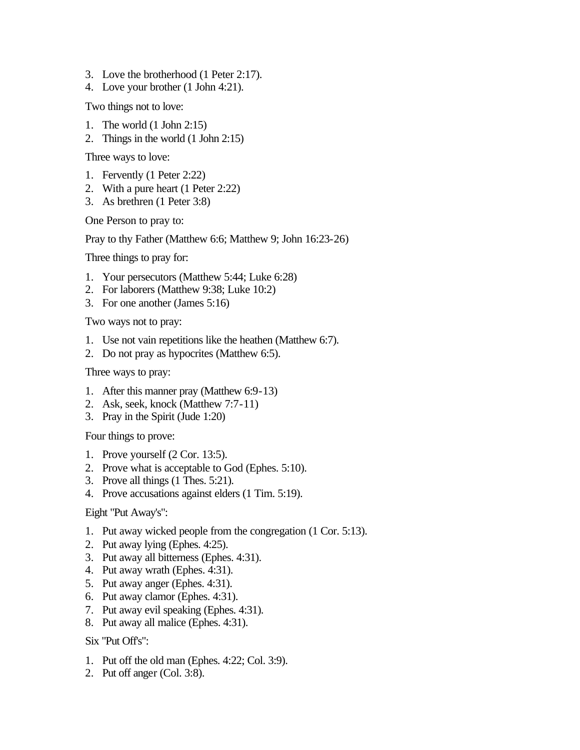3. Love the brotherhood (1 Peter 2:17).
4. Love your brother (1 John 4:21).

Two things not to love:

1. The world (1 John 2:15)
2. Things in the world (1 John 2:15)

Three ways to love:

1. Fervently (1 Peter 2:22)
2. With a pure heart (1 Peter 2:22)
3. As brethren (1 Peter 3:8)

One Person to pray to:

Pray to thy Father (Matthew 6:6; Matthew 9; John 16:23-26)

Three things to pray for:

1. Your persecutors (Matthew 5:44; Luke 6:28)
2. For laborers (Matthew 9:38; Luke 10:2)
3. For one another (James 5:16)

Two ways not to pray:

1. Use not vain repetitions like the heathen (Matthew 6:7).
2. Do not pray as hypocrites (Matthew 6:5).

Three ways to pray:

1. After this manner pray (Matthew 6:9-13)
2. Ask, seek, knock (Matthew 7:7-11)
3. Pray in the Spirit (Jude 1:20)

Four things to prove:

1. Prove yourself (2 Cor. 13:5).
2. Prove what is acceptable to God (Ephes. 5:10).
3. Prove all things (1 Thes. 5:21).
4. Prove accusations against elders (1 Tim. 5:19).

Eight "Put Away's":

1. Put away wicked people from the congregation (1 Cor. 5:13).
2. Put away lying (Ephes. 4:25).
3. Put away all bitterness (Ephes. 4:31).
4. Put away wrath (Ephes. 4:31).
5. Put away anger (Ephes. 4:31).
6. Put away clamor (Ephes. 4:31).
7. Put away evil speaking (Ephes. 4:31).
8. Put away all malice (Ephes. 4:31).

Six "Put Off's":

1. Put off the old man (Ephes. 4:22; Col. 3:9).
2. Put off anger (Col. 3:8).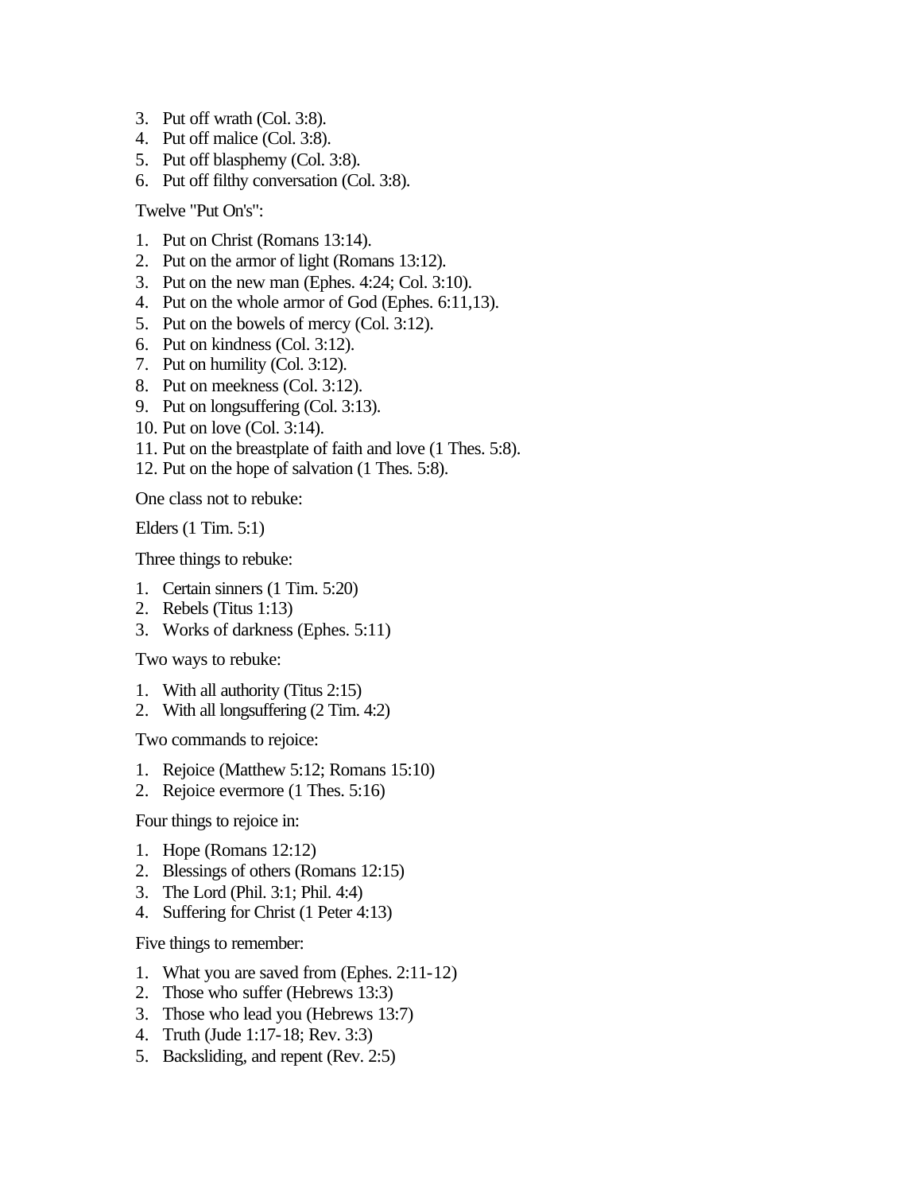3. Put off wrath (Col. 3:8).
4. Put off malice (Col. 3:8).
5. Put off blasphemy (Col. 3:8).
6. Put off filthy conversation (Col. 3:8).

Twelve "Put On's":

1. Put on Christ (Romans 13:14).
2. Put on the armor of light (Romans 13:12).
3. Put on the new man (Ephes. 4:24; Col. 3:10).
4. Put on the whole armor of God (Ephes. 6:11,13).
5. Put on the bowels of mercy (Col. 3:12).
6. Put on kindness (Col. 3:12).
7. Put on humility (Col. 3:12).
8. Put on meekness (Col. 3:12).
9. Put on longsuffering (Col. 3:13).
10. Put on love (Col. 3:14).
11. Put on the breastplate of faith and love (1 Thes. 5:8).
12. Put on the hope of salvation (1 Thes. 5:8).

One class not to rebuke:

Elders (1 Tim. 5:1)

Three things to rebuke:

1. Certain sinners (1 Tim. 5:20)
2. Rebels (Titus 1:13)
3. Works of darkness (Ephes. 5:11)

Two ways to rebuke:

1. With all authority (Titus 2:15)
2. With all longsuffering (2 Tim. 4:2)

Two commands to rejoice:

1. Rejoice (Matthew 5:12; Romans 15:10)
2. Rejoice evermore (1 Thes. 5:16)

Four things to rejoice in:

1. Hope (Romans 12:12)
2. Blessings of others (Romans 12:15)
3. The Lord (Phil. 3:1; Phil. 4:4)
4. Suffering for Christ (1 Peter 4:13)

Five things to remember:

1. What you are saved from (Ephes. 2:11-12)
2. Those who suffer (Hebrews 13:3)
3. Those who lead you (Hebrews 13:7)
4. Truth (Jude 1:17-18; Rev. 3:3)
5. Backsliding, and repent (Rev. 2:5)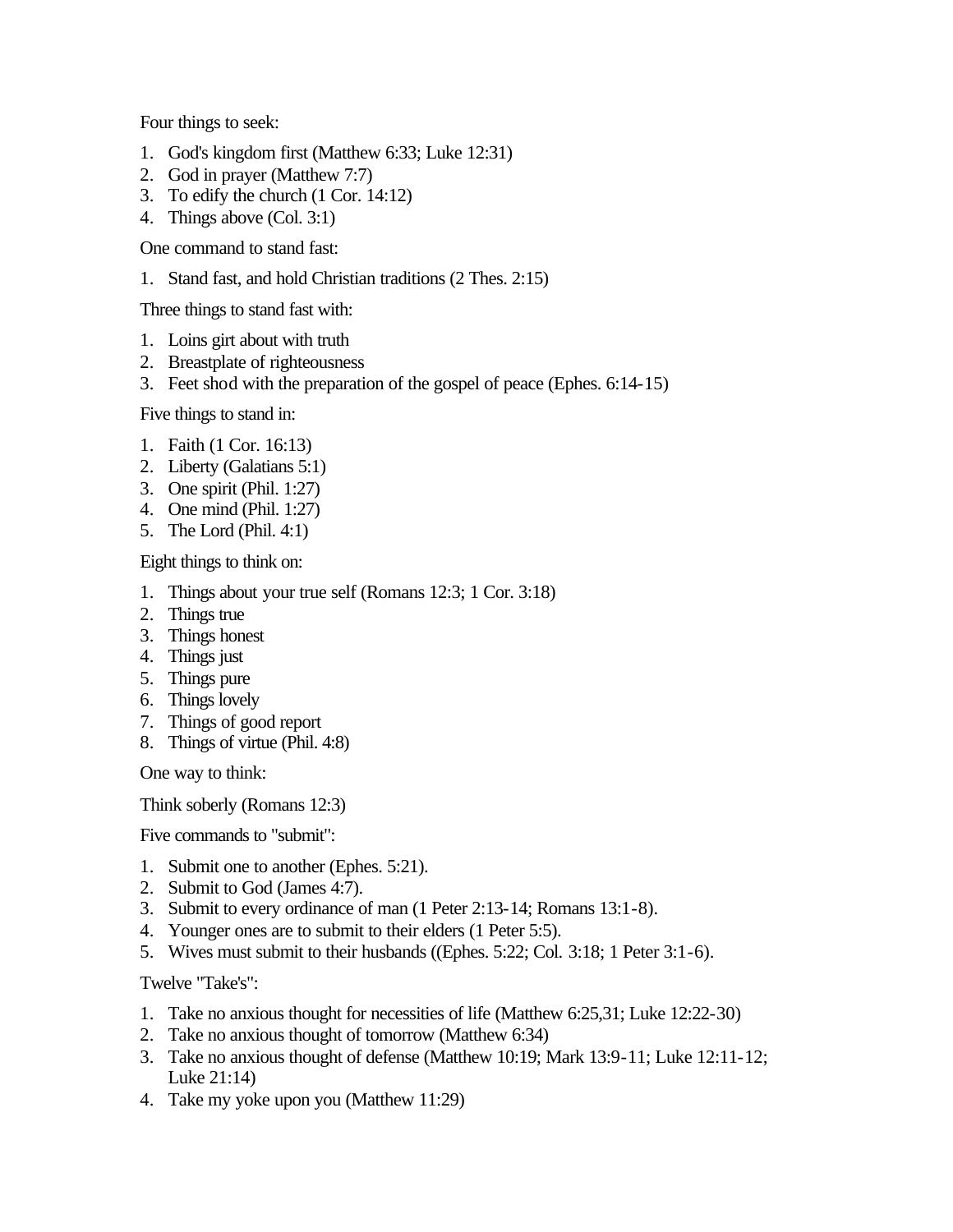Four things to seek:

1. God's kingdom first (Matthew 6:33; Luke 12:31)
2. God in prayer (Matthew 7:7)
3. To edify the church (1 Cor. 14:12)
4. Things above (Col. 3:1)

One command to stand fast:

1. Stand fast, and hold Christian traditions (2 Thes. 2:15)

Three things to stand fast with:

1. Loins girt about with truth
2. Breastplate of righteousness
3. Feet shod with the preparation of the gospel of peace (Ephes. 6:14-15)

Five things to stand in:

1. Faith (1 Cor. 16:13)
2. Liberty (Galatians 5:1)
3. One spirit (Phil. 1:27)
4. One mind (Phil. 1:27)
5. The Lord (Phil. 4:1)

Eight things to think on:

1. Things about your true self (Romans 12:3; 1 Cor. 3:18)
2. Things true
3. Things honest
4. Things just
5. Things pure
6. Things lovely
7. Things of good report
8. Things of virtue (Phil. 4:8)

One way to think:

Think soberly (Romans 12:3)

Five commands to "submit":

1. Submit one to another (Ephes. 5:21).
2. Submit to God (James 4:7).
3. Submit to every ordinance of man (1 Peter 2:13-14; Romans 13:1-8).
4. Younger ones are to submit to their elders (1 Peter 5:5).
5. Wives must submit to their husbands ((Ephes. 5:22; Col. 3:18; 1 Peter 3:1-6).

Twelve "Take's":

1. Take no anxious thought for necessities of life (Matthew 6:25,31; Luke 12:22-30)
2. Take no anxious thought of tomorrow (Matthew 6:34)
3. Take no anxious thought of defense (Matthew 10:19; Mark 13:9-11; Luke 12:11-12; Luke 21:14)
4. Take my yoke upon you (Matthew 11:29)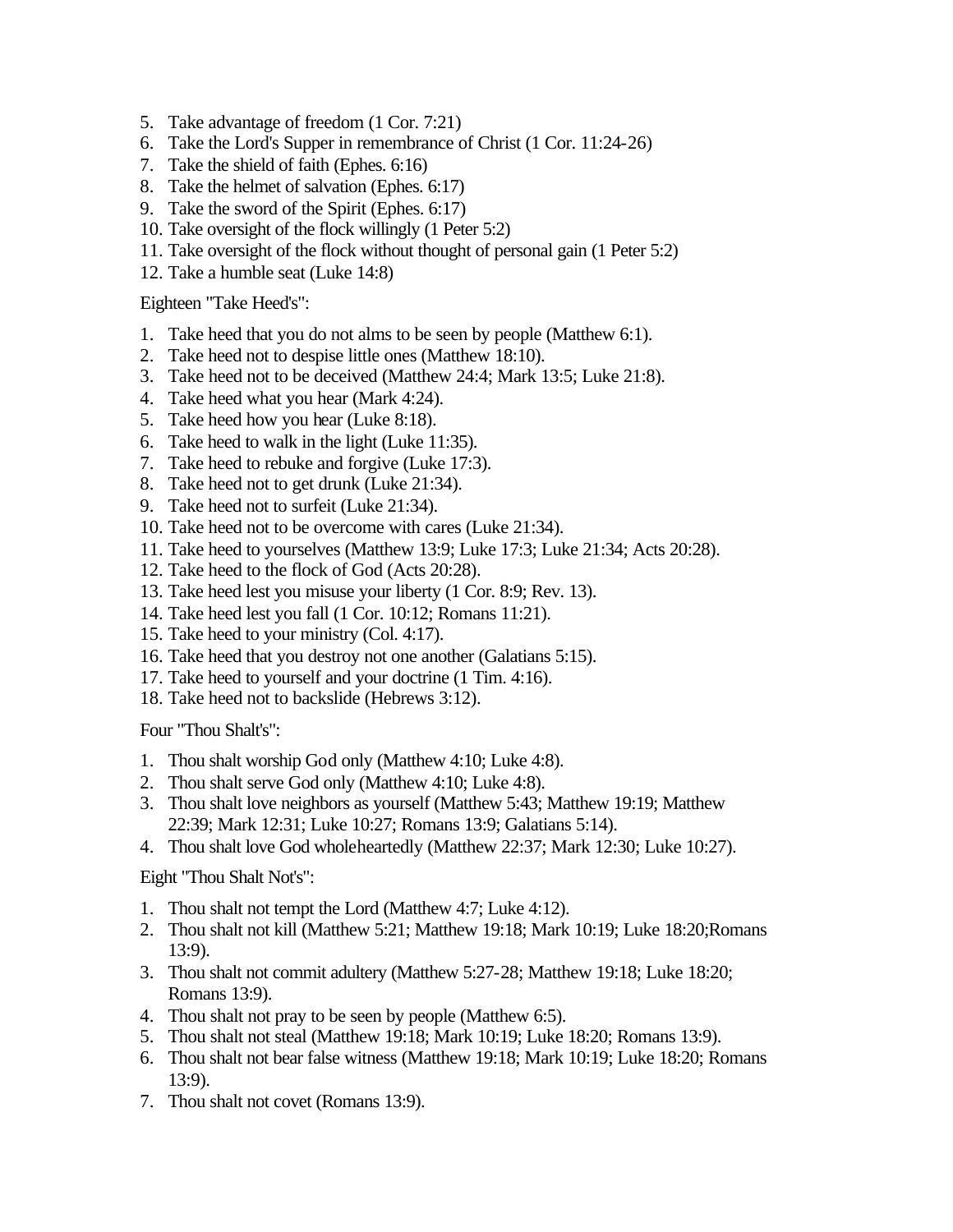5. Take advantage of freedom (1 Cor. 7:21)
6. Take the Lord's Supper in remembrance of Christ (1 Cor. 11:24-26)
7. Take the shield of faith (Ephes. 6:16)
8. Take the helmet of salvation (Ephes. 6:17)
9. Take the sword of the Spirit (Ephes. 6:17)
10. Take oversight of the flock willingly (1 Peter 5:2)
11. Take oversight of the flock without thought of personal gain (1 Peter 5:2)
12. Take a humble seat (Luke 14:8)

Eighteen "Take Heed's":

1. Take heed that you do not alms to be seen by people (Matthew 6:1).
2. Take heed not to despise little ones (Matthew 18:10).
3. Take heed not to be deceived (Matthew 24:4; Mark 13:5; Luke 21:8).
4. Take heed what you hear (Mark 4:24).
5. Take heed how you hear (Luke 8:18).
6. Take heed to walk in the light (Luke 11:35).
7. Take heed to rebuke and forgive (Luke 17:3).
8. Take heed not to get drunk (Luke 21:34).
9. Take heed not to surfeit (Luke 21:34).
10. Take heed not to be overcome with cares (Luke 21:34).
11. Take heed to yourselves (Matthew 13:9; Luke 17:3; Luke 21:34; Acts 20:28).
12. Take heed to the flock of God (Acts 20:28).
13. Take heed lest you misuse your liberty (1 Cor. 8:9; Rev. 13).
14. Take heed lest you fall (1 Cor. 10:12; Romans 11:21).
15. Take heed to your ministry (Col. 4:17).
16. Take heed that you destroy not one another (Galatians 5:15).
17. Take heed to yourself and your doctrine (1 Tim. 4:16).
18. Take heed not to backslide (Hebrews 3:12).

Four "Thou Shalt's":

1. Thou shalt worship God only (Matthew 4:10; Luke 4:8).
2. Thou shalt serve God only (Matthew 4:10; Luke 4:8).
3. Thou shalt love neighbors as yourself (Matthew 5:43; Matthew 19:19; Matthew 22:39; Mark 12:31; Luke 10:27; Romans 13:9; Galatians 5:14).
4. Thou shalt love God wholeheartedly (Matthew 22:37; Mark 12:30; Luke 10:27).

Eight "Thou Shalt Not's":

1. Thou shalt not tempt the Lord (Matthew 4:7; Luke 4:12).
2. Thou shalt not kill (Matthew 5:21; Matthew 19:18; Mark 10:19; Luke 18:20;Romans 13:9).
3. Thou shalt not commit adultery (Matthew 5:27-28; Matthew 19:18; Luke 18:20; Romans 13:9).
4. Thou shalt not pray to be seen by people (Matthew 6:5).
5. Thou shalt not steal (Matthew 19:18; Mark 10:19; Luke 18:20; Romans 13:9).
6. Thou shalt not bear false witness (Matthew 19:18; Mark 10:19; Luke 18:20; Romans 13:9).
7. Thou shalt not covet (Romans 13:9).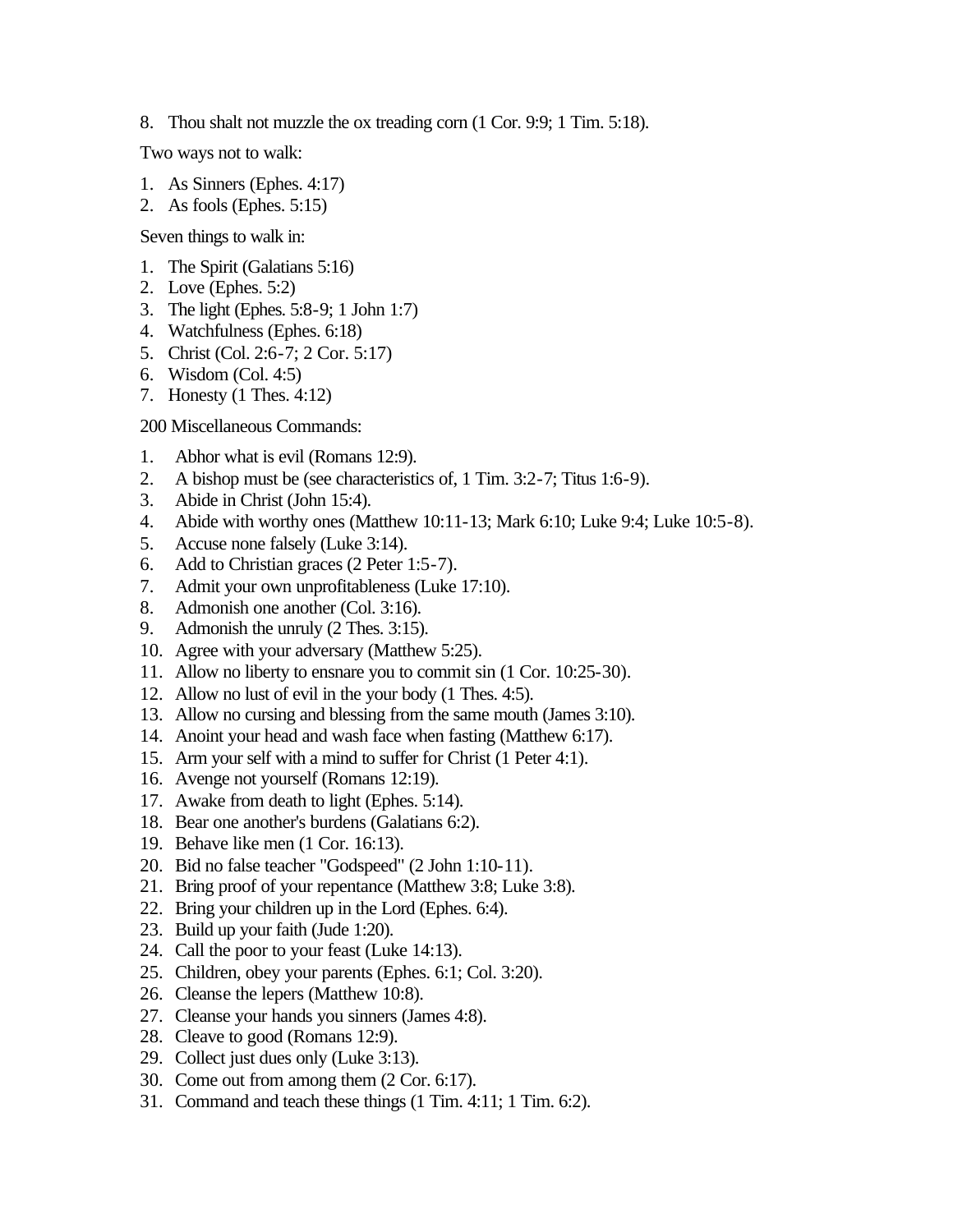8. Thou shalt not muzzle the ox treading corn (1 Cor. 9:9; 1 Tim. 5:18).

Two ways not to walk:

1. As Sinners (Ephes. 4:17)
2. As fools (Ephes. 5:15)

Seven things to walk in:

1. The Spirit (Galatians 5:16)
2. Love (Ephes. 5:2)
3. The light (Ephes. 5:8-9; 1 John 1:7)
4. Watchfulness (Ephes. 6:18)
5. Christ (Col. 2:6-7; 2 Cor. 5:17)
6. Wisdom (Col. 4:5)
7. Honesty (1 Thes. 4:12)

200 Miscellaneous Commands:

1. Abhor what is evil (Romans 12:9).
2. A bishop must be (see characteristics of, 1 Tim. 3:2-7; Titus 1:6-9).
3. Abide in Christ (John 15:4).
4. Abide with worthy ones (Matthew 10:11-13; Mark 6:10; Luke 9:4; Luke 10:5-8).
5. Accuse none falsely (Luke 3:14).
6. Add to Christian graces (2 Peter 1:5-7).
7. Admit your own unprofitableness (Luke 17:10).
8. Admonish one another (Col. 3:16).
9. Admonish the unruly (2 Thes. 3:15).
10. Agree with your adversary (Matthew 5:25).
11. Allow no liberty to ensnare you to commit sin (1 Cor. 10:25-30).
12. Allow no lust of evil in the your body (1 Thes. 4:5).
13. Allow no cursing and blessing from the same mouth (James 3:10).
14. Anoint your head and wash face when fasting (Matthew 6:17).
15. Arm your self with a mind to suffer for Christ (1 Peter 4:1).
16. Avenge not yourself (Romans 12:19).
17. Awake from death to light (Ephes. 5:14).
18. Bear one another's burdens (Galatians 6:2).
19. Behave like men (1 Cor. 16:13).
20. Bid no false teacher "Godspeed" (2 John 1:10-11).
21. Bring proof of your repentance (Matthew 3:8; Luke 3:8).
22. Bring your children up in the Lord (Ephes. 6:4).
23. Build up your faith (Jude 1:20).
24. Call the poor to your feast (Luke 14:13).
25. Children, obey your parents (Ephes. 6:1; Col. 3:20).
26. Cleanse the lepers (Matthew 10:8).
27. Cleanse your hands you sinners (James 4:8).
28. Cleave to good (Romans 12:9).
29. Collect just dues only (Luke 3:13).
30. Come out from among them (2 Cor. 6:17).
31. Command and teach these things (1 Tim. 4:11; 1 Tim. 6:2).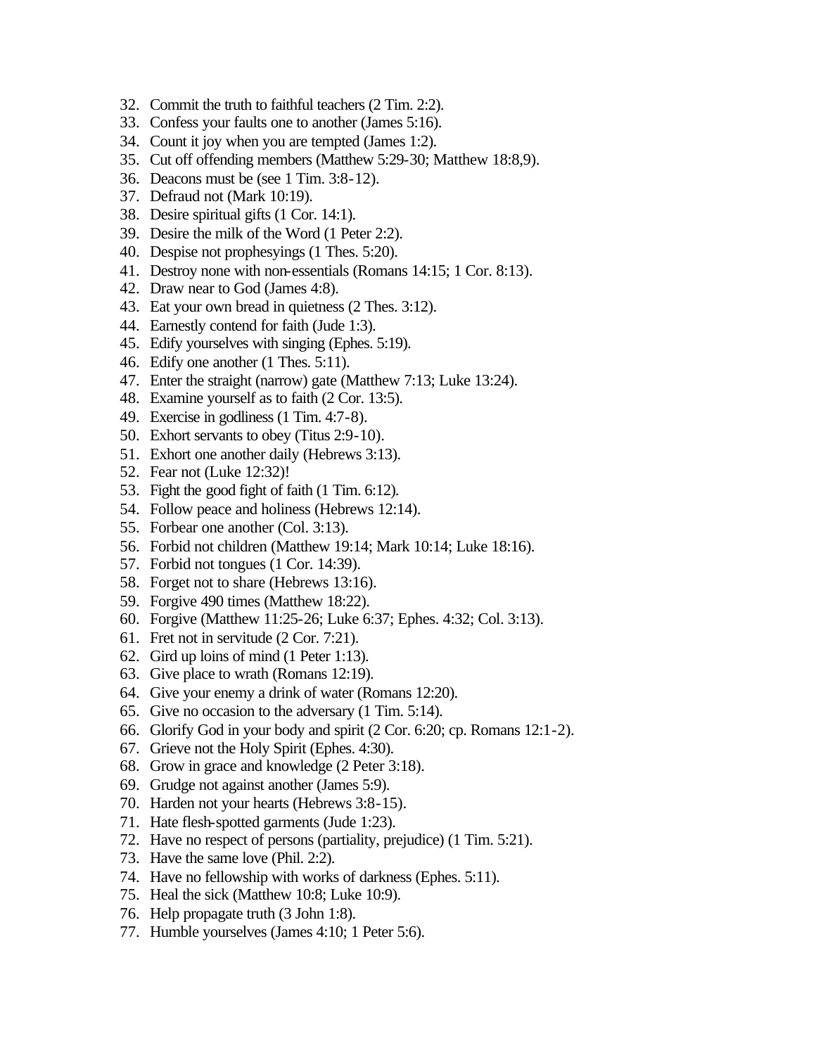32. Commit the truth to faithful teachers (2 Tim. 2:2).
33. Confess your faults one to another (James 5:16).
34. Count it joy when you are tempted (James 1:2).
35. Cut off offending members (Matthew 5:29-30; Matthew 18:8,9).
36. Deacons must be (see 1 Tim. 3:8-12).
37. Defraud not (Mark 10:19).
38. Desire spiritual gifts (1 Cor. 14:1).
39. Desire the milk of the Word (1 Peter 2:2).
40. Despise not prophesyings (1 Thes. 5:20).
41. Destroy none with non-essentials (Romans 14:15; 1 Cor. 8:13).
42. Draw near to God (James 4:8).
43. Eat your own bread in quietness (2 Thes. 3:12).
44. Earnestly contend for faith (Jude 1:3).
45. Edify yourselves with singing (Ephes. 5:19).
46. Edify one another (1 Thes. 5:11).
47. Enter the straight (narrow) gate (Matthew 7:13; Luke 13:24).
48. Examine yourself as to faith (2 Cor. 13:5).
49. Exercise in godliness (1 Tim. 4:7-8).
50. Exhort servants to obey (Titus 2:9-10).
51. Exhort one another daily (Hebrews 3:13).
52. Fear not (Luke 12:32)!
53. Fight the good fight of faith (1 Tim. 6:12).
54. Follow peace and holiness (Hebrews 12:14).
55. Forbear one another (Col. 3:13).
56. Forbid not children (Matthew 19:14; Mark 10:14; Luke 18:16).
57. Forbid not tongues (1 Cor. 14:39).
58. Forget not to share (Hebrews 13:16).
59. Forgive 490 times (Matthew 18:22).
60. Forgive (Matthew 11:25-26; Luke 6:37; Ephes. 4:32; Col. 3:13).
61. Fret not in servitude (2 Cor. 7:21).
62. Gird up loins of mind (1 Peter 1:13).
63. Give place to wrath (Romans 12:19).
64. Give your enemy a drink of water (Romans 12:20).
65. Give no occasion to the adversary (1 Tim. 5:14).
66. Glorify God in your body and spirit (2 Cor. 6:20; cp. Romans 12:1-2).
67. Grieve not the Holy Spirit (Ephes. 4:30).
68. Grow in grace and knowledge (2 Peter 3:18).
69. Grudge not against another (James 5:9).
70. Harden not your hearts (Hebrews 3:8-15).
71. Hate flesh-spotted garments (Jude 1:23).
72. Have no respect of persons (partiality, prejudice) (1 Tim. 5:21).
73. Have the same love (Phil. 2:2).
74. Have no fellowship with works of darkness (Ephes. 5:11).
75. Heal the sick (Matthew 10:8; Luke 10:9).
76. Help propagate truth (3 John 1:8).
77. Humble yourselves (James 4:10; 1 Peter 5:6).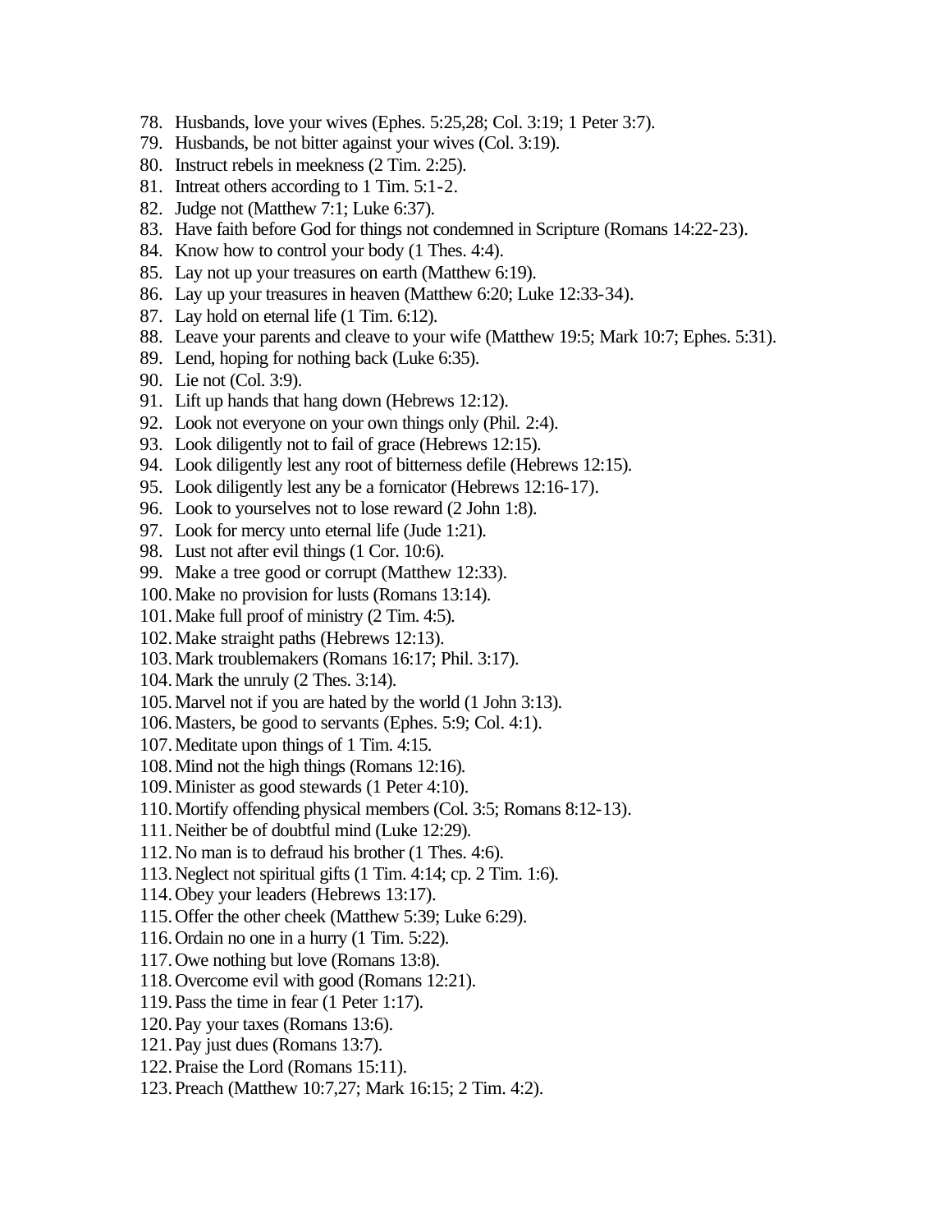78. Husbands, love your wives (Ephes. 5:25,28; Col. 3:19; 1 Peter 3:7).
79. Husbands, be not bitter against your wives (Col. 3:19).
80. Instruct rebels in meekness (2 Tim. 2:25).
81. Intreat others according to 1 Tim. 5:1-2.
82. Judge not (Matthew 7:1; Luke 6:37).
83. Have faith before God for things not condemned in Scripture (Romans 14:22-23).
84. Know how to control your body (1 Thes. 4:4).
85. Lay not up your treasures on earth (Matthew 6:19).
86. Lay up your treasures in heaven (Matthew 6:20; Luke 12:33-34).
87. Lay hold on eternal life (1 Tim. 6:12).
88. Leave your parents and cleave to your wife (Matthew 19:5; Mark 10:7; Ephes. 5:31).
89. Lend, hoping for nothing back (Luke 6:35).
90. Lie not (Col. 3:9).
91. Lift up hands that hang down (Hebrews 12:12).
92. Look not everyone on your own things only (Phil. 2:4).
93. Look diligently not to fail of grace (Hebrews 12:15).
94. Look diligently lest any root of bitterness defile (Hebrews 12:15).
95. Look diligently lest any be a fornicator (Hebrews 12:16-17).
96. Look to yourselves not to lose reward (2 John 1:8).
97. Look for mercy unto eternal life (Jude 1:21).
98. Lust not after evil things (1 Cor. 10:6).
99. Make a tree good or corrupt (Matthew 12:33).
100. Make no provision for lusts (Romans 13:14).
101. Make full proof of ministry (2 Tim. 4:5).
102. Make straight paths (Hebrews 12:13).
103. Mark troublemakers (Romans 16:17; Phil. 3:17).
104. Mark the unruly (2 Thes. 3:14).
105. Marvel not if you are hated by the world (1 John 3:13).
106. Masters, be good to servants (Ephes. 5:9; Col. 4:1).
107. Meditate upon things of 1 Tim. 4:15.
108. Mind not the high things (Romans 12:16).
109. Minister as good stewards (1 Peter 4:10).
110. Mortify offending physical members (Col. 3:5; Romans 8:12-13).
111. Neither be of doubtful mind (Luke 12:29).
112. No man is to defraud his brother (1 Thes. 4:6).
113. Neglect not spiritual gifts (1 Tim. 4:14; cp. 2 Tim. 1:6).
114. Obey your leaders (Hebrews 13:17).
115. Offer the other cheek (Matthew 5:39; Luke 6:29).
116. Ordain no one in a hurry (1 Tim. 5:22).
117. Owe nothing but love (Romans 13:8).
118. Overcome evil with good (Romans 12:21).
119. Pass the time in fear (1 Peter 1:17).
120. Pay your taxes (Romans 13:6).
121. Pay just dues (Romans 13:7).
122. Praise the Lord (Romans 15:11).
123. Preach (Matthew 10:7,27; Mark 16:15; 2 Tim. 4:2).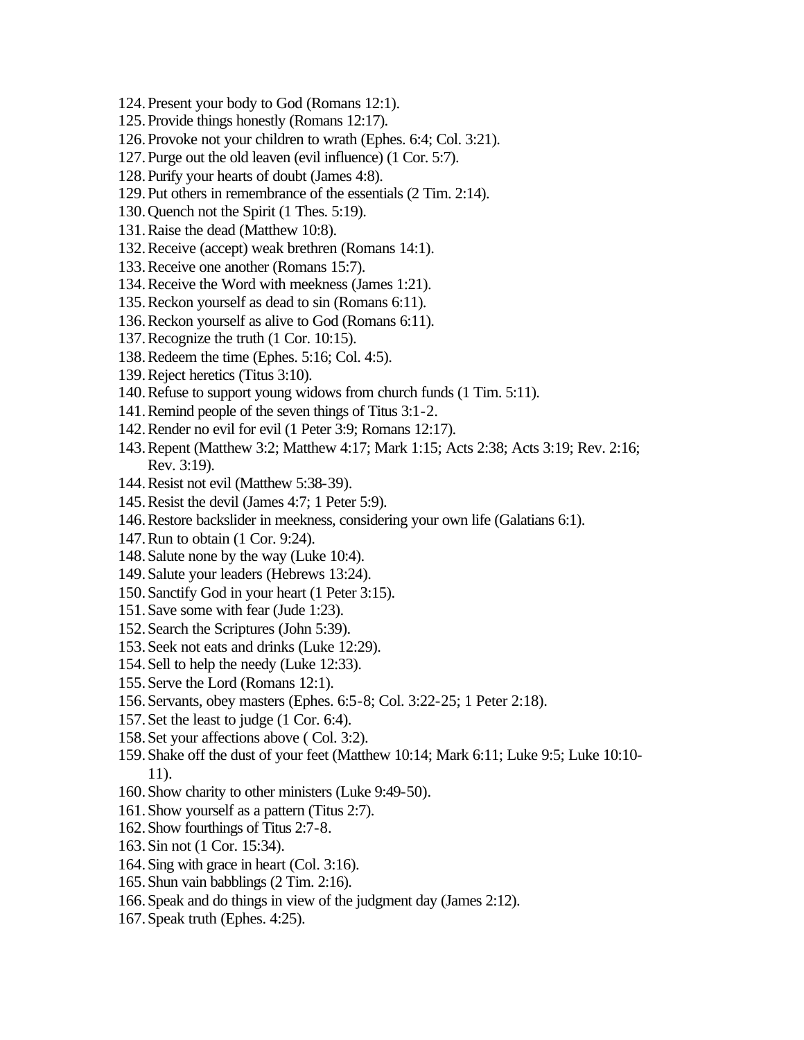124. Present your body to God (Romans 12:1).
125. Provide things honestly (Romans 12:17).
126. Provoke not your children to wrath (Ephes. 6:4; Col. 3:21).
127. Purge out the old leaven (evil influence) (1 Cor. 5:7).
128. Purify your hearts of doubt (James 4:8).
129. Put others in remembrance of the essentials (2 Tim. 2:14).
130. Quench not the Spirit (1 Thes. 5:19).
131. Raise the dead (Matthew 10:8).
132. Receive (accept) weak brethren (Romans 14:1).
133. Receive one another (Romans 15:7).
134. Receive the Word with meekness (James 1:21).
135. Reckon yourself as dead to sin (Romans 6:11).
136. Reckon yourself as alive to God (Romans 6:11).
137. Recognize the truth (1 Cor. 10:15).
138. Redeem the time (Ephes. 5:16; Col. 4:5).
139. Reject heretics (Titus 3:10).
140. Refuse to support young widows from church funds (1 Tim. 5:11).
141. Remind people of the seven things of Titus 3:1-2.
142. Render no evil for evil (1 Peter 3:9; Romans 12:17).
143. Repent (Matthew 3:2; Matthew 4:17; Mark 1:15; Acts 2:38; Acts 3:19; Rev. 2:16; Rev. 3:19).
144. Resist not evil (Matthew 5:38-39).
145. Resist the devil (James 4:7; 1 Peter 5:9).
146. Restore backslider in meekness, considering your own life (Galatians 6:1).
147. Run to obtain (1 Cor. 9:24).
148. Salute none by the way (Luke 10:4).
149. Salute your leaders (Hebrews 13:24).
150. Sanctify God in your heart (1 Peter 3:15).
151. Save some with fear (Jude 1:23).
152. Search the Scriptures (John 5:39).
153. Seek not eats and drinks (Luke 12:29).
154. Sell to help the needy (Luke 12:33).
155. Serve the Lord (Romans 12:1).
156. Servants, obey masters (Ephes. 6:5-8; Col. 3:22-25; 1 Peter 2:18).
157. Set the least to judge (1 Cor. 6:4).
158. Set your affections above ( Col. 3:2).
159. Shake off the dust of your feet (Matthew 10:14; Mark 6:11; Luke 9:5; Luke 10:10-11).
160. Show charity to other ministers (Luke 9:49-50).
161. Show yourself as a pattern (Titus 2:7).
162. Show fourthings of Titus 2:7-8.
163. Sin not (1 Cor. 15:34).
164. Sing with grace in heart (Col. 3:16).
165. Shun vain babblings (2 Tim. 2:16).
166. Speak and do things in view of the judgment day (James 2:12).
167. Speak truth (Ephes. 4:25).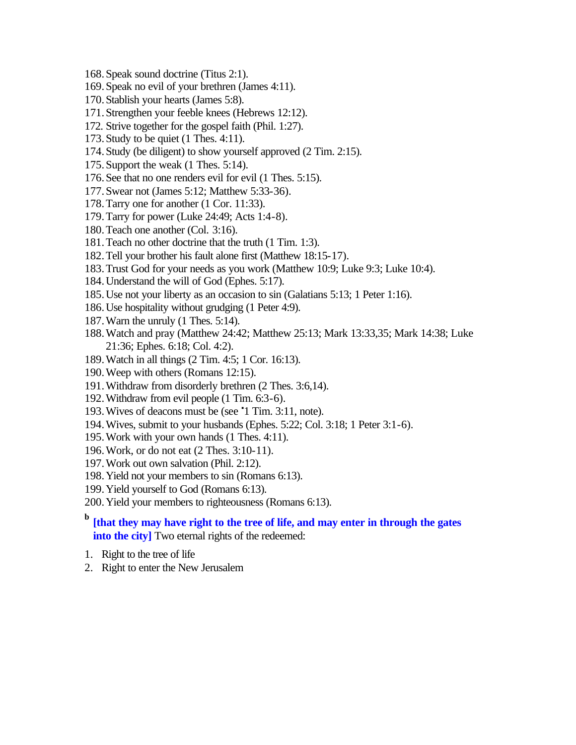168. Speak sound doctrine (Titus 2:1).
169. Speak no evil of your brethren (James 4:11).
170. Stablish your hearts (James 5:8).
171. Strengthen your feeble knees (Hebrews 12:12).
172. Strive together for the gospel faith (Phil. 1:27).
173. Study to be quiet (1 Thes. 4:11).
174. Study (be diligent) to show yourself approved (2 Tim. 2:15).
175. Support the weak (1 Thes. 5:14).
176. See that no one renders evil for evil (1 Thes. 5:15).
177. Swear not (James 5:12; Matthew 5:33-36).
178. Tarry one for another (1 Cor. 11:33).
179. Tarry for power (Luke 24:49; Acts 1:4-8).
180. Teach one another (Col. 3:16).
181. Teach no other doctrine that the truth (1 Tim. 1:3).
182. Tell your brother his fault alone first (Matthew 18:15-17).
183. Trust God for your needs as you work (Matthew 10:9; Luke 9:3; Luke 10:4).
184. Understand the will of God (Ephes. 5:17).
185. Use not your liberty as an occasion to sin (Galatians 5:13; 1 Peter 1:16).
186. Use hospitality without grudging (1 Peter 4:9).
187. Warn the unruly (1 Thes. 5:14).
188. Watch and pray (Matthew 24:42; Matthew 25:13; Mark 13:33,35; Mark 14:38; Luke 21:36; Ephes. 6:18; Col. 4:2).
189. Watch in all things (2 Tim. 4:5; 1 Cor. 16:13).
190. Weep with others (Romans 12:15).
191. Withdraw from disorderly brethren (2 Thes. 3:6,14).
192. Withdraw from evil people (1 Tim. 6:3-6).
193. Wives of deacons must be (see 1 Tim. 3:11, note).
194. Wives, submit to your husbands (Ephes. 5:22; Col. 3:18; 1 Peter 3:1-6).
195. Work with your own hands (1 Thes. 4:11).
196. Work, or do not eat (2 Thes. 3:10-11).
197. Work out own salvation (Phil. 2:12).
198. Yield not your members to sin (Romans 6:13).
199. Yield yourself to God (Romans 6:13).
200. Yield your members to righteousness (Romans 6:13).

[b] **[that they may have right to the tree of life, and may enter in through the gates into the city]** Two eternal rights of the redeemed:

1. Right to the tree of life
2. Right to enter the New Jerusalem